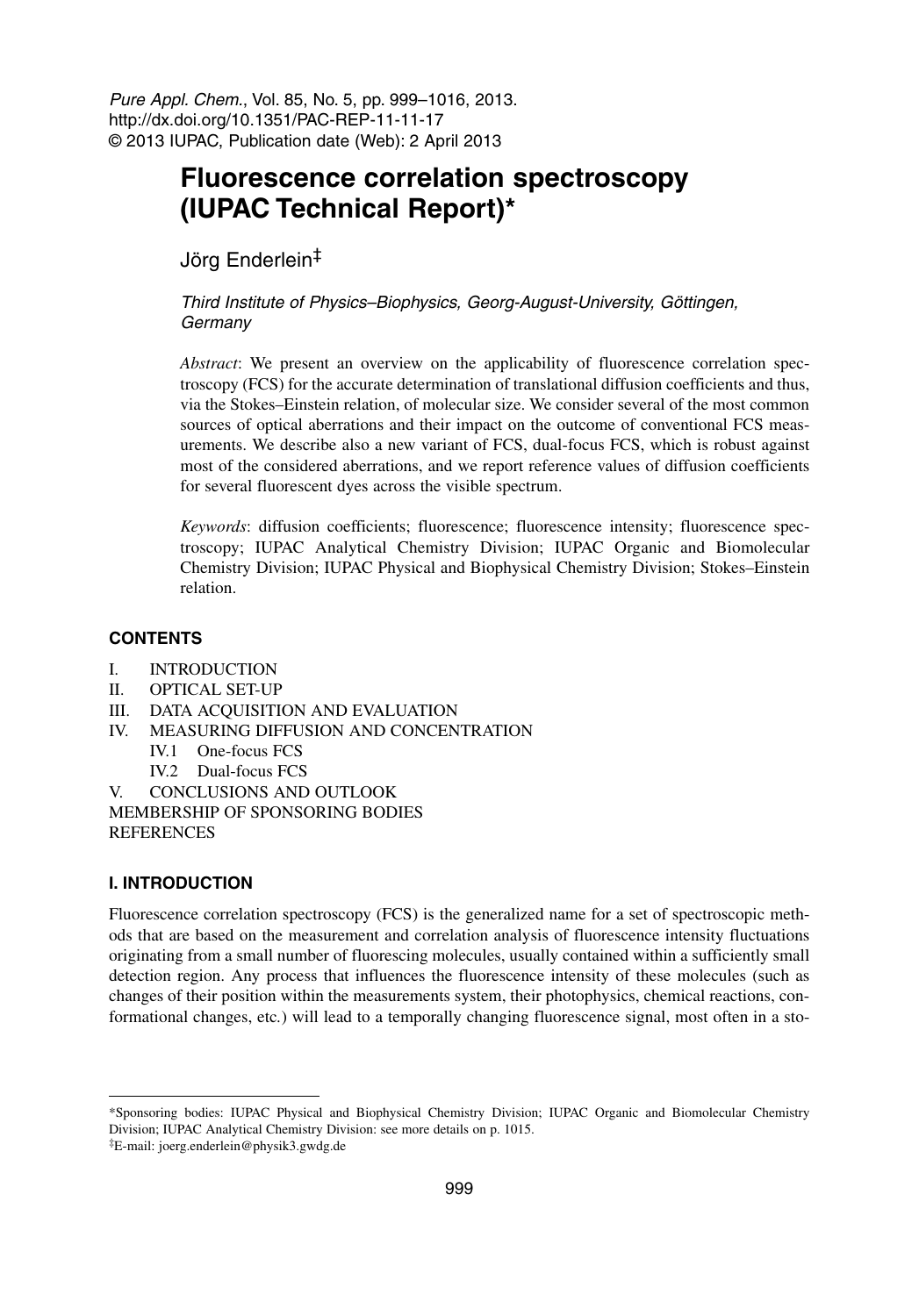*Pure Appl. Chem.*, Vol. 85, No. 5, pp. 999–1016, 2013.
http://dx.doi.org/10.1351/PAC-REP-11-11-17
© 2013 IUPAC, Publication date (Web): 2 April 2013

# Fluorescence correlation spectroscopy (IUPAC Technical Report)*

Jörg Enderlein‡

*Third Institute of Physics–Biophysics, Georg-August-University, Göttingen, Germany*

*Abstract*: We present an overview on the applicability of fluorescence correlation spectroscopy (FCS) for the accurate determination of translational diffusion coefficients and thus, via the Stokes–Einstein relation, of molecular size. We consider several of the most common sources of optical aberrations and their impact on the outcome of conventional FCS measurements. We describe also a new variant of FCS, dual-focus FCS, which is robust against most of the considered aberrations, and we report reference values of diffusion coefficients for several fluorescent dyes across the visible spectrum.

*Keywords*: diffusion coefficients; fluorescence; fluorescence intensity; fluorescence spectroscopy; IUPAC Analytical Chemistry Division; IUPAC Organic and Biomolecular Chemistry Division; IUPAC Physical and Biophysical Chemistry Division; Stokes–Einstein relation.

## CONTENTS

- I. INTRODUCTION
- II. OPTICAL SET-UP
- III. DATA ACQUISITION AND EVALUATION
- IV. MEASURING DIFFUSION AND CONCENTRATION
  - IV.1 One-focus FCS
  - IV.2 Dual-focus FCS
- V. CONCLUSIONS AND OUTLOOK

MEMBERSHIP OF SPONSORING BODIES

REFERENCES

## I. INTRODUCTION

Fluorescence correlation spectroscopy (FCS) is the generalized name for a set of spectroscopic methods that are based on the measurement and correlation analysis of fluorescence intensity fluctuations originating from a small number of fluorescing molecules, usually contained within a sufficiently small detection region. Any process that influences the fluorescence intensity of these molecules (such as changes of their position within the measurements system, their photophysics, chemical reactions, conformational changes, etc.) will lead to a temporally changing fluorescence signal, most often in a sto-

---

*Sponsoring bodies: IUPAC Physical and Biophysical Chemistry Division; IUPAC Organic and Biomolecular Chemistry Division; IUPAC Analytical Chemistry Division: see more details on p. 1015.

‡E-mail: joerg.enderlein@physik3.gwdg.de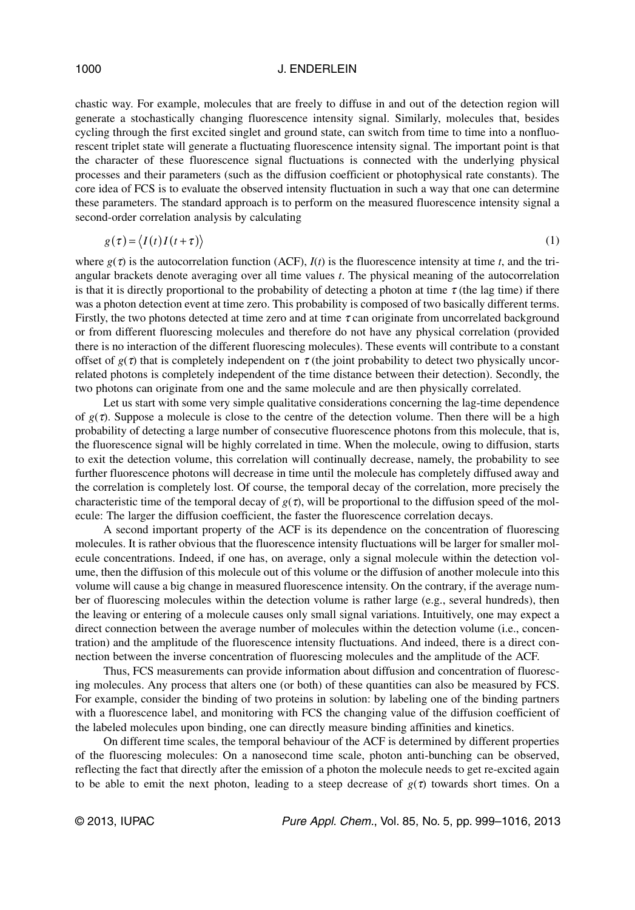chastic way. For example, molecules that are freely to diffuse in and out of the detection region will generate a stochastically changing fluorescence intensity signal. Similarly, molecules that, besides cycling through the first excited singlet and ground state, can switch from time to time into a nonfluorescent triplet state will generate a fluctuating fluorescence intensity signal. The important point is that the character of these fluorescence signal fluctuations is connected with the underlying physical processes and their parameters (such as the diffusion coefficient or photophysical rate constants). The core idea of FCS is to evaluate the observed intensity fluctuation in such a way that one can determine these parameters. The standard approach is to perform on the measured fluorescence intensity signal a second-order correlation analysis by calculating

$$g(\tau) = \langle I(t) I(t+\tau) \rangle \tag{1}$$

where $g(\tau)$ is the autocorrelation function (ACF), $I(t)$ is the fluorescence intensity at time $t$, and the triangular brackets denote averaging over all time values $t$. The physical meaning of the autocorrelation is that it is directly proportional to the probability of detecting a photon at time $\tau$ (the lag time) if there was a photon detection event at time zero. This probability is composed of two basically different terms. Firstly, the two photons detected at time zero and at time $\tau$ can originate from uncorrelated background or from different fluorescing molecules and therefore do not have any physical correlation (provided there is no interaction of the different fluorescing molecules). These events will contribute to a constant offset of $g(\tau)$ that is completely independent on $\tau$ (the joint probability to detect two physically uncorrelated photons is completely independent of the time distance between their detection). Secondly, the two photons can originate from one and the same molecule and are then physically correlated.

Let us start with some very simple qualitative considerations concerning the lag-time dependence of $g(\tau)$. Suppose a molecule is close to the centre of the detection volume. Then there will be a high probability of detecting a large number of consecutive fluorescence photons from this molecule, that is, the fluorescence signal will be highly correlated in time. When the molecule, owing to diffusion, starts to exit the detection volume, this correlation will continually decrease, namely, the probability to see further fluorescence photons will decrease in time until the molecule has completely diffused away and the correlation is completely lost. Of course, the temporal decay of the correlation, more precisely the characteristic time of the temporal decay of $g(\tau)$, will be proportional to the diffusion speed of the molecule: The larger the diffusion coefficient, the faster the fluorescence correlation decays.

A second important property of the ACF is its dependence on the concentration of fluorescing molecules. It is rather obvious that the fluorescence intensity fluctuations will be larger for smaller molecule concentrations. Indeed, if one has, on average, only a signal molecule within the detection volume, then the diffusion of this molecule out of this volume or the diffusion of another molecule into this volume will cause a big change in measured fluorescence intensity. On the contrary, if the average number of fluorescing molecules within the detection volume is rather large (e.g., several hundreds), then the leaving or entering of a molecule causes only small signal variations. Intuitively, one may expect a direct connection between the average number of molecules within the detection volume (i.e., concentration) and the amplitude of the fluorescence intensity fluctuations. And indeed, there is a direct connection between the inverse concentration of fluorescing molecules and the amplitude of the ACF.

Thus, FCS measurements can provide information about diffusion and concentration of fluorescing molecules. Any process that alters one (or both) of these quantities can also be measured by FCS. For example, consider the binding of two proteins in solution: by labeling one of the binding partners with a fluorescence label, and monitoring with FCS the changing value of the diffusion coefficient of the labeled molecules upon binding, one can directly measure binding affinities and kinetics.

On different time scales, the temporal behaviour of the ACF is determined by different properties of the fluorescing molecules: On a nanosecond time scale, photon anti-bunching can be observed, reflecting the fact that directly after the emission of a photon the molecule needs to get re-excited again to be able to emit the next photon, leading to a steep decrease of $g(\tau)$ towards short times. On a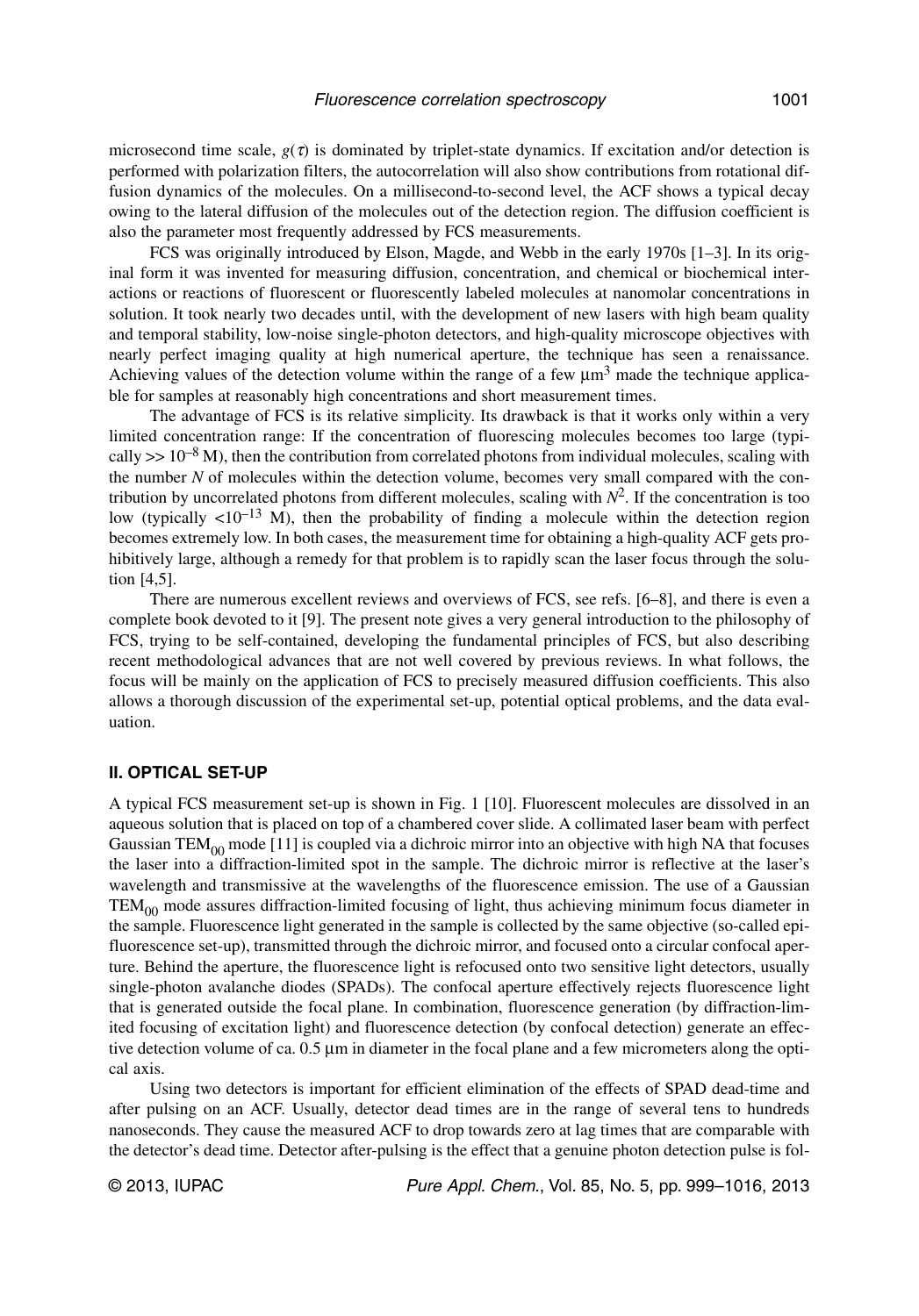microsecond time scale, $g(\tau)$ is dominated by triplet-state dynamics. If excitation and/or detection is performed with polarization filters, the autocorrelation will also show contributions from rotational diffusion dynamics of the molecules. On a millisecond-to-second level, the ACF shows a typical decay owing to the lateral diffusion of the molecules out of the detection region. The diffusion coefficient is also the parameter most frequently addressed by FCS measurements.

FCS was originally introduced by Elson, Magde, and Webb in the early 1970s [1–3]. In its original form it was invented for measuring diffusion, concentration, and chemical or biochemical interactions or reactions of fluorescent or fluorescently labeled molecules at nanomolar concentrations in solution. It took nearly two decades until, with the development of new lasers with high beam quality and temporal stability, low-noise single-photon detectors, and high-quality microscope objectives with nearly perfect imaging quality at high numerical aperture, the technique has seen a renaissance. Achieving values of the detection volume within the range of a few $\mu m^3$ made the technique applicable for samples at reasonably high concentrations and short measurement times.

The advantage of FCS is its relative simplicity. Its drawback is that it works only within a very limited concentration range: If the concentration of fluorescing molecules becomes too large (typically $>> 10^{-8}$ M), then the contribution from correlated photons from individual molecules, scaling with the number $N$ of molecules within the detection volume, becomes very small compared with the contribution by uncorrelated photons from different molecules, scaling with $N^2$. If the concentration is too low (typically $<10^{-13}$ M), then the probability of finding a molecule within the detection region becomes extremely low. In both cases, the measurement time for obtaining a high-quality ACF gets prohibitively large, although a remedy for that problem is to rapidly scan the laser focus through the solution [4,5].

There are numerous excellent reviews and overviews of FCS, see refs. [6–8], and there is even a complete book devoted to it [9]. The present note gives a very general introduction to the philosophy of FCS, trying to be self-contained, developing the fundamental principles of FCS, but also describing recent methodological advances that are not well covered by previous reviews. In what follows, the focus will be mainly on the application of FCS to precisely measured diffusion coefficients. This also allows a thorough discussion of the experimental set-up, potential optical problems, and the data evaluation.

## II. OPTICAL SET-UP

A typical FCS measurement set-up is shown in Fig. 1 [10]. Fluorescent molecules are dissolved in an aqueous solution that is placed on top of a chambered cover slide. A collimated laser beam with perfect Gaussian $TEM_{00}$ mode [11] is coupled via a dichroic mirror into an objective with high NA that focuses the laser into a diffraction-limited spot in the sample. The dichroic mirror is reflective at the laser's wavelength and transmissive at the wavelengths of the fluorescence emission. The use of a Gaussian $TEM_{00}$ mode assures diffraction-limited focusing of light, thus achieving minimum focus diameter in the sample. Fluorescence light generated in the sample is collected by the same objective (so-called epifluorescence set-up), transmitted through the dichroic mirror, and focused onto a circular confocal aperture. Behind the aperture, the fluorescence light is refocused onto two sensitive light detectors, usually single-photon avalanche diodes (SPADs). The confocal aperture effectively rejects fluorescence light that is generated outside the focal plane. In combination, fluorescence generation (by diffraction-limited focusing of excitation light) and fluorescence detection (by confocal detection) generate an effective detection volume of ca. 0.5 µm in diameter in the focal plane and a few micrometers along the optical axis.

Using two detectors is important for efficient elimination of the effects of SPAD dead-time and after pulsing on an ACF. Usually, detector dead times are in the range of several tens to hundreds nanoseconds. They cause the measured ACF to drop towards zero at lag times that are comparable with the detector's dead time. Detector after-pulsing is the effect that a genuine photon detection pulse is fol-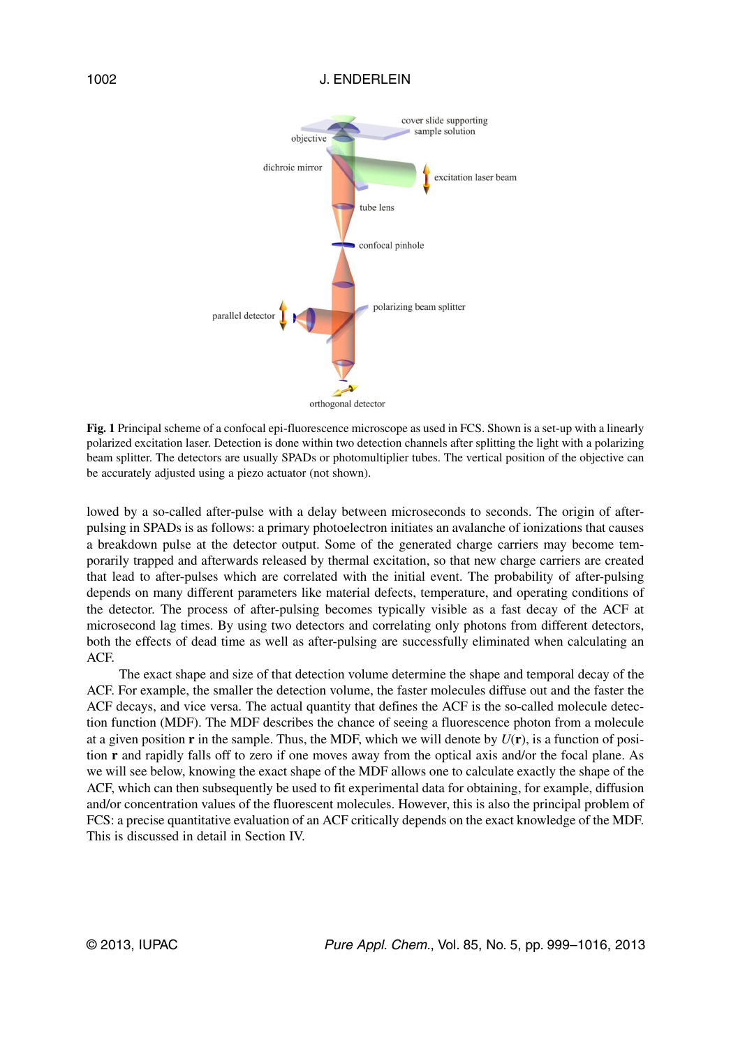cover slide supporting sample solution

objective

dichroic mirror

excitation laser beam

tube lens

confocal pinhole

parallel detector

polarizing beam splitter

orthogonal detector

**Fig. 1** Principal scheme of a confocal epi-fluorescence microscope as used in FCS. Shown is a set-up with a linearly polarized excitation laser. Detection is done within two detection channels after splitting the light with a polarizing beam splitter. The detectors are usually SPADs or photomultiplier tubes. The vertical position of the objective can be accurately adjusted using a piezo actuator (not shown).

lowed by a so-called after-pulse with a delay between microseconds to seconds. The origin of after-pulsing in SPADs is as follows: a primary photoelectron initiates an avalanche of ionizations that causes a breakdown pulse at the detector output. Some of the generated charge carriers may become temporarily trapped and afterwards released by thermal excitation, so that new charge carriers are created that lead to after-pulses which are correlated with the initial event. The probability of after-pulsing depends on many different parameters like material defects, temperature, and operating conditions of the detector. The process of after-pulsing becomes typically visible as a fast decay of the ACF at microsecond lag times. By using two detectors and correlating only photons from different detectors, both the effects of dead time as well as after-pulsing are successfully eliminated when calculating an ACF.

The exact shape and size of that detection volume determine the shape and temporal decay of the ACF. For example, the smaller the detection volume, the faster molecules diffuse out and the faster the ACF decays, and vice versa. The actual quantity that defines the ACF is the so-called molecule detection function (MDF). The MDF describes the chance of seeing a fluorescence photon from a molecule at a given position $\mathbf{r}$ in the sample. Thus, the MDF, which we will denote by $U(\mathbf{r})$, is a function of position $\mathbf{r}$ and rapidly falls off to zero if one moves away from the optical axis and/or the focal plane. As we will see below, knowing the exact shape of the MDF allows one to calculate exactly the shape of the ACF, which can then subsequently be used to fit experimental data for obtaining, for example, diffusion and/or concentration values of the fluorescent molecules. However, this is also the principal problem of FCS: a precise quantitative evaluation of an ACF critically depends on the exact knowledge of the MDF. This is discussed in detail in Section IV.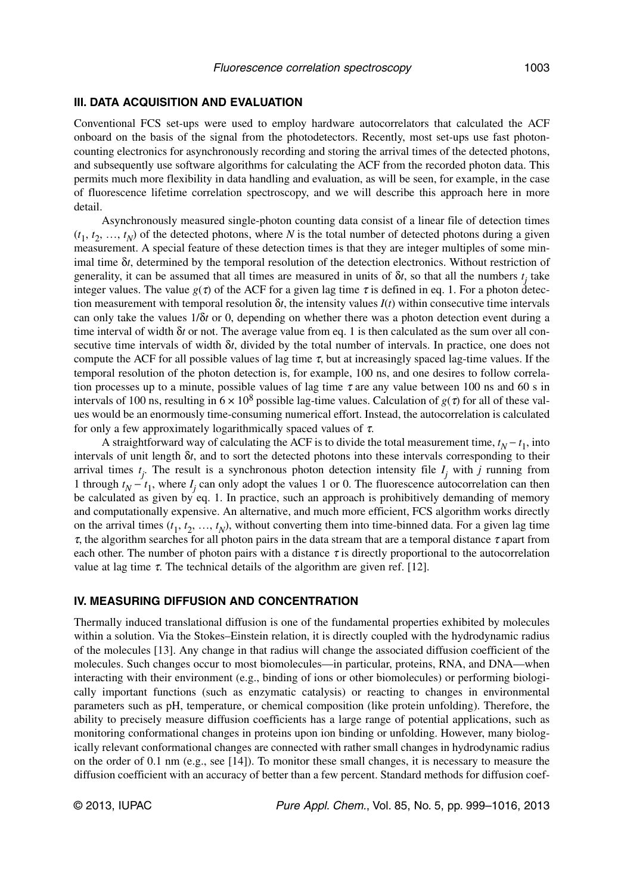## III. DATA ACQUISITION AND EVALUATION

Conventional FCS set-ups were used to employ hardware autocorrelators that calculated the ACF onboard on the basis of the signal from the photodetectors. Recently, most set-ups use fast photon-counting electronics for asynchronously recording and storing the arrival times of the detected photons, and subsequently use software algorithms for calculating the ACF from the recorded photon data. This permits much more flexibility in data handling and evaluation, as will be seen, for example, in the case of fluorescence lifetime correlation spectroscopy, and we will describe this approach here in more detail.

Asynchronously measured single-photon counting data consist of a linear file of detection times $(t_1, t_2, \ldots, t_N)$ of the detected photons, where $N$ is the total number of detected photons during a given measurement. A special feature of these detection times is that they are integer multiples of some minimal time $\delta t$, determined by the temporal resolution of the detection electronics. Without restriction of generality, it can be assumed that all times are measured in units of $\delta t$, so that all the numbers $t_j$ take integer values. The value $g(\tau)$ of the ACF for a given lag time $\tau$ is defined in eq. 1. For a photon detection measurement with temporal resolution $\delta t$, the intensity values $I(t)$ within consecutive time intervals can only take the values $1/\delta t$ or 0, depending on whether there was a photon detection event during a time interval of width $\delta t$ or not. The average value from eq. 1 is then calculated as the sum over all consecutive time intervals of width $\delta t$, divided by the total number of intervals. In practice, one does not compute the ACF for all possible values of lag time $\tau$, but at increasingly spaced lag-time values. If the temporal resolution of the photon detection is, for example, 100 ns, and one desires to follow correlation processes up to a minute, possible values of lag time $\tau$ are any value between 100 ns and 60 s in intervals of 100 ns, resulting in $6 \times 10^8$ possible lag-time values. Calculation of $g(\tau)$ for all of these values would be an enormously time-consuming numerical effort. Instead, the autocorrelation is calculated for only a few approximately logarithmically spaced values of $\tau$.

A straightforward way of calculating the ACF is to divide the total measurement time, $t_N - t_1$, into intervals of unit length $\delta t$, and to sort the detected photons into these intervals corresponding to their arrival times $t_j$. The result is a synchronous photon detection intensity file $I_j$ with $j$ running from 1 through $t_N - t_1$, where $I_j$ can only adopt the values 1 or 0. The fluorescence autocorrelation can then be calculated as given by eq. 1. In practice, such an approach is prohibitively demanding of memory and computationally expensive. An alternative, and much more efficient, FCS algorithm works directly on the arrival times $(t_1, t_2, \ldots, t_N)$, without converting them into time-binned data. For a given lag time $\tau$, the algorithm searches for all photon pairs in the data stream that are a temporal distance $\tau$ apart from each other. The number of photon pairs with a distance $\tau$ is directly proportional to the autocorrelation value at lag time $\tau$. The technical details of the algorithm are given ref. [12].

## IV. MEASURING DIFFUSION AND CONCENTRATION

Thermally induced translational diffusion is one of the fundamental properties exhibited by molecules within a solution. Via the Stokes–Einstein relation, it is directly coupled with the hydrodynamic radius of the molecules [13]. Any change in that radius will change the associated diffusion coefficient of the molecules. Such changes occur to most biomolecules—in particular, proteins, RNA, and DNA—when interacting with their environment (e.g., binding of ions or other biomolecules) or performing biologically important functions (such as enzymatic catalysis) or reacting to changes in environmental parameters such as pH, temperature, or chemical composition (like protein unfolding). Therefore, the ability to precisely measure diffusion coefficients has a large range of potential applications, such as monitoring conformational changes in proteins upon ion binding or unfolding. However, many biologically relevant conformational changes are connected with rather small changes in hydrodynamic radius on the order of 0.1 nm (e.g., see [14]). To monitor these small changes, it is necessary to measure the diffusion coefficient with an accuracy of better than a few percent. Standard methods for diffusion coef-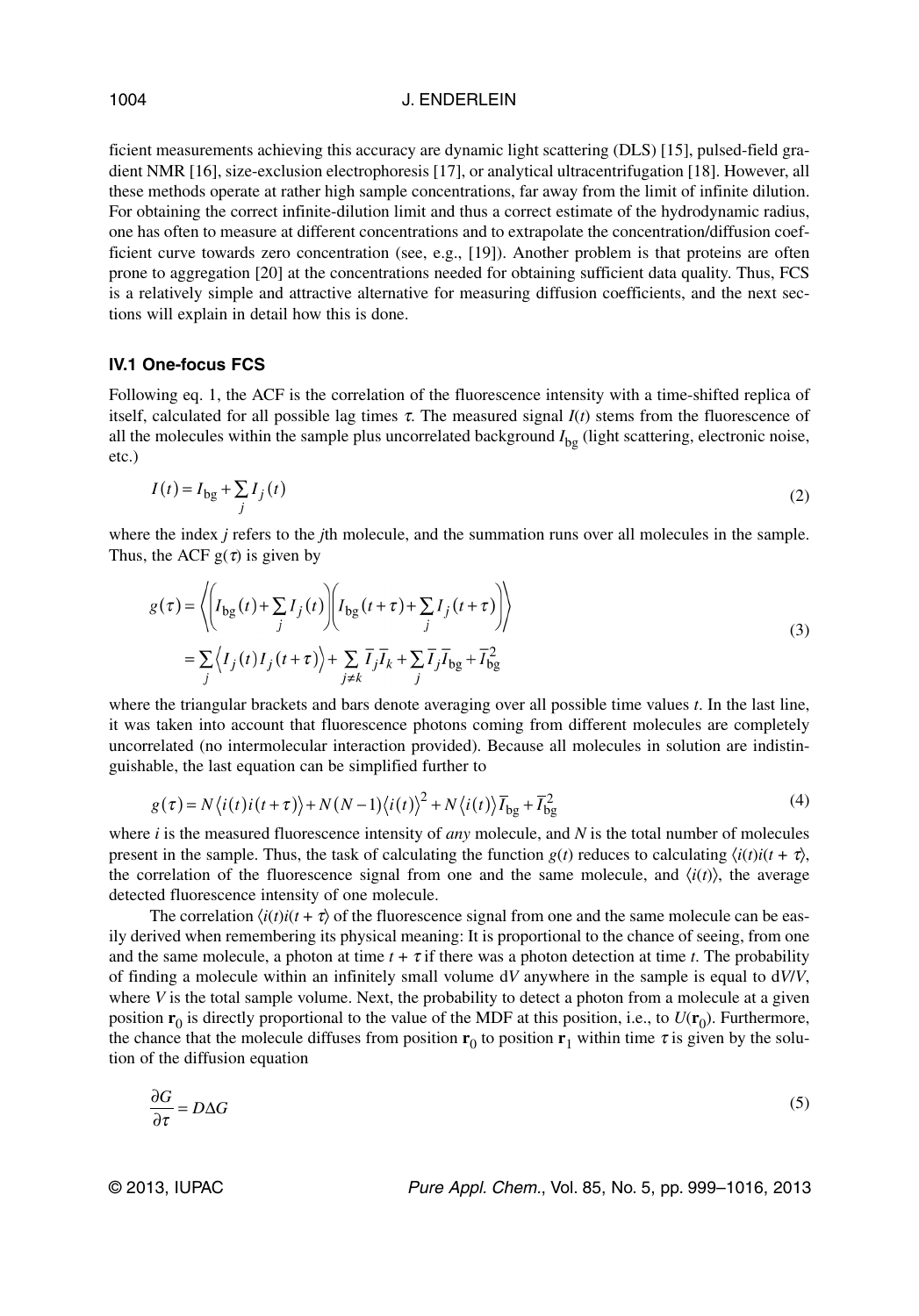ficient measurements achieving this accuracy are dynamic light scattering (DLS) [15], pulsed-field gradient NMR [16], size-exclusion electrophoresis [17], or analytical ultracentrifugation [18]. However, all these methods operate at rather high sample concentrations, far away from the limit of infinite dilution. For obtaining the correct infinite-dilution limit and thus a correct estimate of the hydrodynamic radius, one has often to measure at different concentrations and to extrapolate the concentration/diffusion coefficient curve towards zero concentration (see, e.g., [19]). Another problem is that proteins are often prone to aggregation [20] at the concentrations needed for obtaining sufficient data quality. Thus, FCS is a relatively simple and attractive alternative for measuring diffusion coefficients, and the next sections will explain in detail how this is done.

### IV.1 One-focus FCS

Following eq. 1, the ACF is the correlation of the fluorescence intensity with a time-shifted replica of itself, calculated for all possible lag times $\tau$. The measured signal $I(t)$ stems from the fluorescence of all the molecules within the sample plus uncorrelated background $I_{\mathrm{bg}}$ (light scattering, electronic noise, etc.)

$$I(t) = I_{\mathrm{bg}} + \sum_j I_j(t) \tag{2}$$

where the index $j$ refers to the $j$th molecule, and the summation runs over all molecules in the sample. Thus, the ACF $g(\tau)$ is given by

$$\begin{aligned} g(\tau) &= \left\langle \left( I_{\mathrm{bg}}(t) + \sum_j I_j(t) \right) \left( I_{\mathrm{bg}}(t+\tau) + \sum_j I_j(t+\tau) \right) \right\rangle \\ &= \sum_j \left\langle I_j(t) I_j(t+\tau) \right\rangle + \sum_{j \neq k} \bar{I}_j \bar{I}_k + \sum_j \bar{I}_j \bar{I}_{\mathrm{bg}} + \bar{I}_{\mathrm{bg}}^2 \end{aligned} \tag{3}$$

where the triangular brackets and bars denote averaging over all possible time values $t$. In the last line, it was taken into account that fluorescence photons coming from different molecules are completely uncorrelated (no intermolecular interaction provided). Because all molecules in solution are indistinguishable, the last equation can be simplified further to

$$g(\tau) = N \left\langle i(t) i(t+\tau) \right\rangle + N(N-1) \left\langle i(t) \right\rangle^2 + N \left\langle i(t) \right\rangle \bar{I}_{\mathrm{bg}} + \bar{I}_{\mathrm{bg}}^2 \tag{4}$$

where $i$ is the measured fluorescence intensity of *any* molecule, and $N$ is the total number of molecules present in the sample. Thus, the task of calculating the function $g(t)$ reduces to calculating $\langle i(t)i(t+\tau)\rangle$, the correlation of the fluorescence signal from one and the same molecule, and $\langle i(t)\rangle$, the average detected fluorescence intensity of one molecule.

The correlation $\langle i(t)i(t+\tau)\rangle$ of the fluorescence signal from one and the same molecule can be easily derived when remembering its physical meaning: It is proportional to the chance of seeing, from one and the same molecule, a photon at time $t + \tau$ if there was a photon detection at time $t$. The probability of finding a molecule within an infinitely small volume $\mathrm{d}V$ anywhere in the sample is equal to $\mathrm{d}V/V$, where $V$ is the total sample volume. Next, the probability to detect a photon from a molecule at a given position $\mathbf{r}_0$ is directly proportional to the value of the MDF at this position, i.e., to $U(\mathbf{r}_0)$. Furthermore, the chance that the molecule diffuses from position $\mathbf{r}_0$ to position $\mathbf{r}_1$ within time $\tau$ is given by the solution of the diffusion equation

$$\frac{\partial G}{\partial \tau} = D \Delta G \tag{5}$$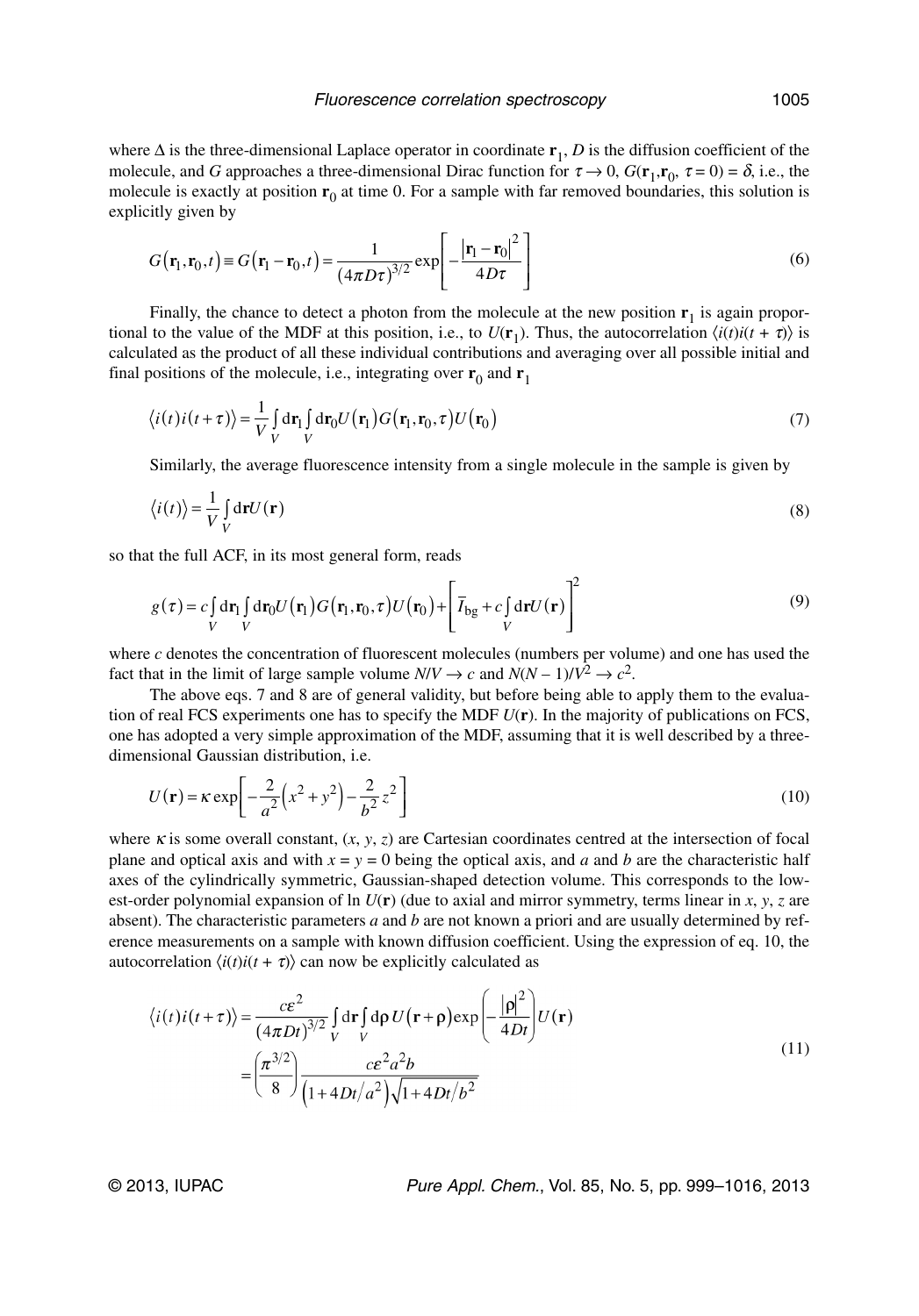where $\Delta$ is the three-dimensional Laplace operator in coordinate $\mathbf{r}_1$, $D$ is the diffusion coefficient of the molecule, and $G$ approaches a three-dimensional Dirac function for $\tau \to 0$, $G(\mathbf{r}_1,\mathbf{r}_0, \tau = 0) = \delta$, i.e., the molecule is exactly at position $\mathbf{r}_0$ at time 0. For a sample with far removed boundaries, this solution is explicitly given by

$$G(\mathbf{r}_1,\mathbf{r}_0,t) \equiv G(\mathbf{r}_1 - \mathbf{r}_0,t) = \frac{1}{(4\pi D\tau)^{3/2}} \exp\left[ -\frac{|\mathbf{r}_1 - \mathbf{r}_0|^2}{4D\tau} \right] \tag{6}$$

Finally, the chance to detect a photon from the molecule at the new position $\mathbf{r}_1$ is again proportional to the value of the MDF at this position, i.e., to $U(\mathbf{r}_1)$. Thus, the autocorrelation $\langle i(t)i(t + \tau)\rangle$ is calculated as the product of all these individual contributions and averaging over all possible initial and final positions of the molecule, i.e., integrating over $\mathbf{r}_0$ and $\mathbf{r}_1$

$$\langle i(t)i(t+\tau)\rangle = \frac{1}{V} \int_V \mathrm{d}\mathbf{r}_1 \int_V \mathrm{d}\mathbf{r}_0 U(\mathbf{r}_1) G(\mathbf{r}_1,\mathbf{r}_0,\tau) U(\mathbf{r}_0) \tag{7}$$

Similarly, the average fluorescence intensity from a single molecule in the sample is given by

$$\langle i(t)\rangle = \frac{1}{V} \int_V \mathrm{d}\mathbf{r} U(\mathbf{r}) \tag{8}$$

so that the full ACF, in its most general form, reads

$$g(\tau) = c \int_V \mathrm{d}\mathbf{r}_1 \int_V \mathrm{d}\mathbf{r}_0 U(\mathbf{r}_1) G(\mathbf{r}_1,\mathbf{r}_0,\tau) U(\mathbf{r}_0) + \left[ \bar{I}_{\mathrm{bg}} + c \int_V \mathrm{d}\mathbf{r} U(\mathbf{r}) \right]^2 \tag{9}$$

where $c$ denotes the concentration of fluorescent molecules (numbers per volume) and one has used the fact that in the limit of large sample volume $N/V \to c$ and $N(N-1)/V^2 \to c^2$.

The above eqs. 7 and 8 are of general validity, but before being able to apply them to the evaluation of real FCS experiments one has to specify the MDF $U(\mathbf{r})$. In the majority of publications on FCS, one has adopted a very simple approximation of the MDF, assuming that it is well described by a three-dimensional Gaussian distribution, i.e.

$$U(\mathbf{r}) = \kappa \exp\left[ -\frac{2}{a^2}\left(x^2 + y^2\right) - \frac{2}{b^2} z^2 \right] \tag{10}$$

where $\kappa$ is some overall constant, $(x, y, z)$ are Cartesian coordinates centred at the intersection of focal plane and optical axis and with $x = y = 0$ being the optical axis, and $a$ and $b$ are the characteristic half axes of the cylindrically symmetric, Gaussian-shaped detection volume. This corresponds to the lowest-order polynomial expansion of $\ln U(\mathbf{r})$ (due to axial and mirror symmetry, terms linear in $x$, $y$, $z$ are absent). The characteristic parameters $a$ and $b$ are not known a priori and are usually determined by reference measurements on a sample with known diffusion coefficient. Using the expression of eq. 10, the autocorrelation $\langle i(t)i(t + \tau)\rangle$ can now be explicitly calculated as

$$\begin{aligned}
\langle i(t)i(t+\tau)\rangle &= \frac{c\varepsilon^2}{(4\pi Dt)^{3/2}} \int_V \mathrm{d}\mathbf{r} \int_V \mathrm{d}\boldsymbol{\rho}\, U(\mathbf{r}+\boldsymbol{\rho}) \exp\left( -\frac{|\boldsymbol{\rho}|^2}{4Dt} \right) U(\mathbf{r}) \\
&= \left( \frac{\pi^{3/2}}{8} \right) \frac{c\varepsilon^2 a^2 b}{\left(1 + 4Dt/a^2\right)\sqrt{1 + 4Dt/b^2}}
\end{aligned} \tag{11}$$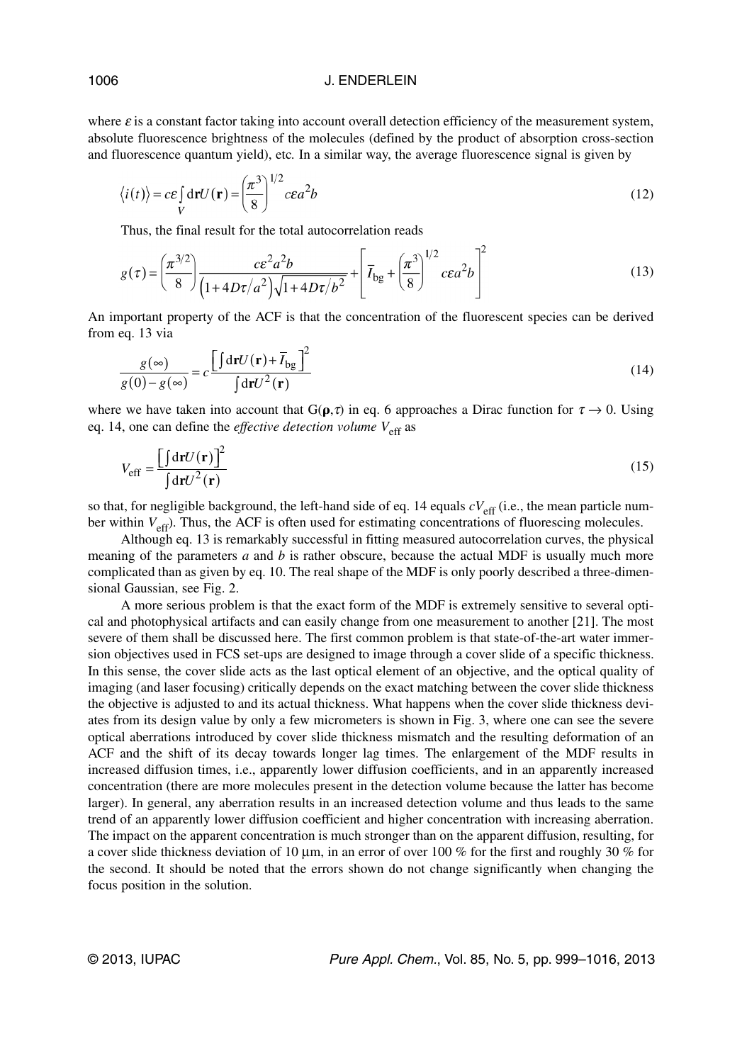where $\varepsilon$ is a constant factor taking into account overall detection efficiency of the measurement system, absolute fluorescence brightness of the molecules (defined by the product of absorption cross-section and fluorescence quantum yield), etc. In a similar way, the average fluorescence signal is given by

$$\langle i(t) \rangle = c\varepsilon \int_V \mathrm{d}\mathbf{r} U(\mathbf{r}) = \left(\frac{\pi^3}{8}\right)^{1/2} c\varepsilon a^2 b \tag{12}$$

Thus, the final result for the total autocorrelation reads

$$g(\tau) = \left(\frac{\pi^{3/2}}{8}\right) \frac{c\varepsilon^2 a^2 b}{\left(1 + 4D\tau/a^2\right)\sqrt{1 + 4D\tau/b^2}} + \left[\bar{I}_{\mathrm{bg}} + \left(\frac{\pi^3}{8}\right)^{1/2} c\varepsilon a^2 b\right]^2 \tag{13}$$

An important property of the ACF is that the concentration of the fluorescent species can be derived from eq. 13 via

$$\frac{g(\infty)}{g(0) - g(\infty)} = c \frac{\left[\int \mathrm{d}\mathbf{r} U(\mathbf{r}) + \bar{I}_{\mathrm{bg}}\right]^2}{\int \mathrm{d}\mathbf{r} U^2(\mathbf{r})} \tag{14}$$

where we have taken into account that $G(\boldsymbol{\rho},\tau)$ in eq. 6 approaches a Dirac function for $\tau \to 0$. Using eq. 14, one can define the *effective detection volume* $V_{\mathrm{eff}}$ as

$$V_{\mathrm{eff}} = \frac{\left[\int \mathrm{d}\mathbf{r} U(\mathbf{r})\right]^2}{\int \mathrm{d}\mathbf{r} U^2(\mathbf{r})} \tag{15}$$

so that, for negligible background, the left-hand side of eq. 14 equals $cV_{\mathrm{eff}}$ (i.e., the mean particle number within $V_{\mathrm{eff}}$). Thus, the ACF is often used for estimating concentrations of fluorescing molecules.

Although eq. 13 is remarkably successful in fitting measured autocorrelation curves, the physical meaning of the parameters $a$ and $b$ is rather obscure, because the actual MDF is usually much more complicated than as given by eq. 10. The real shape of the MDF is only poorly described a three-dimensional Gaussian, see Fig. 2.

A more serious problem is that the exact form of the MDF is extremely sensitive to several optical and photophysical artifacts and can easily change from one measurement to another [21]. The most severe of them shall be discussed here. The first common problem is that state-of-the-art water immersion objectives used in FCS set-ups are designed to image through a cover slide of a specific thickness. In this sense, the cover slide acts as the last optical element of an objective, and the optical quality of imaging (and laser focusing) critically depends on the exact matching between the cover slide thickness the objective is adjusted to and its actual thickness. What happens when the cover slide thickness deviates from its design value by only a few micrometers is shown in Fig. 3, where one can see the severe optical aberrations introduced by cover slide thickness mismatch and the resulting deformation of an ACF and the shift of its decay towards longer lag times. The enlargement of the MDF results in increased diffusion times, i.e., apparently lower diffusion coefficients, and in an apparently increased concentration (there are more molecules present in the detection volume because the latter has become larger). In general, any aberration results in an increased detection volume and thus leads to the same trend of an apparently lower diffusion coefficient and higher concentration with increasing aberration. The impact on the apparent concentration is much stronger than on the apparent diffusion, resulting, for a cover slide thickness deviation of 10 μm, in an error of over 100 % for the first and roughly 30 % for the second. It should be noted that the errors shown do not change significantly when changing the focus position in the solution.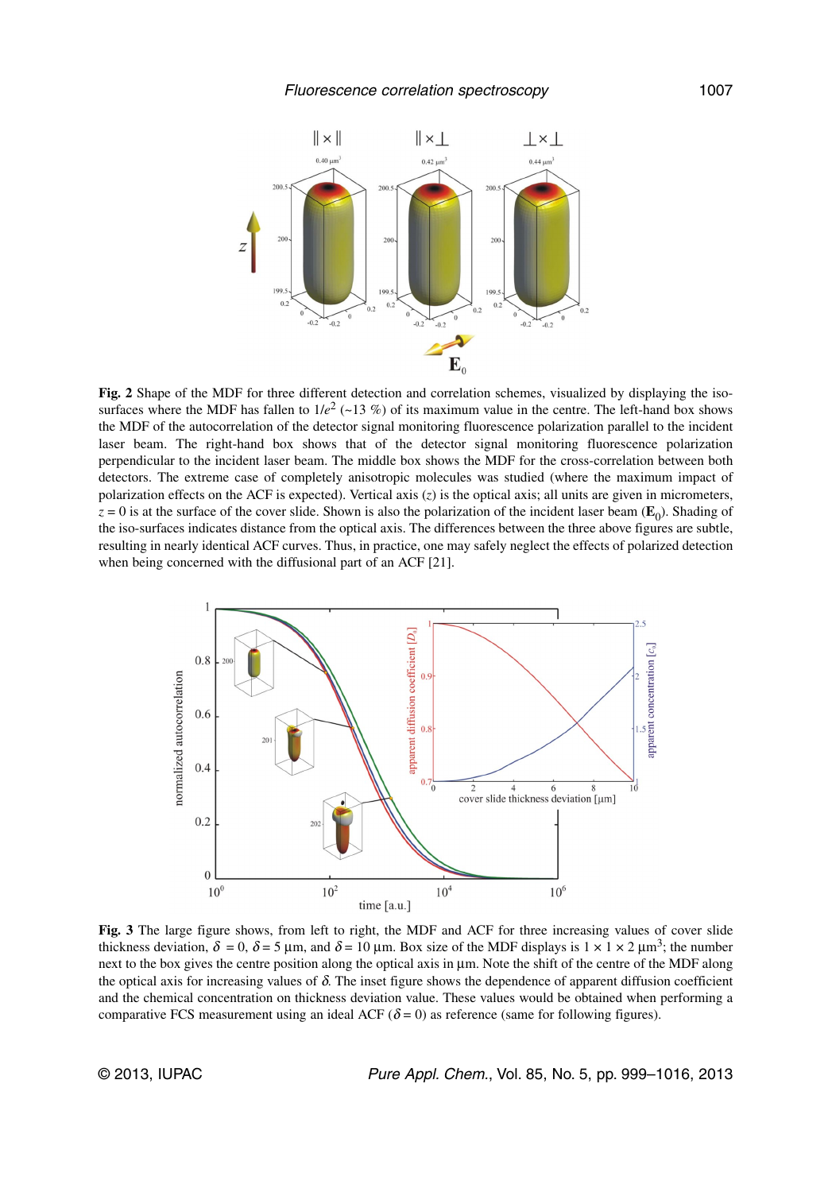**Fig. 2** Shape of the MDF for three different detection and correlation schemes, visualized by displaying the iso-surfaces where the MDF has fallen to $1/e^2$ (~13 %) of its maximum value in the centre. The left-hand box shows the MDF of the autocorrelation of the detector signal monitoring fluorescence polarization parallel to the incident laser beam. The right-hand box shows that of the detector signal monitoring fluorescence polarization perpendicular to the incident laser beam. The middle box shows the MDF for the cross-correlation between both detectors. The extreme case of completely anisotropic molecules was studied (where the maximum impact of polarization effects on the ACF is expected). Vertical axis ($z$) is the optical axis; all units are given in micrometers, $z = 0$ is at the surface of the cover slide. Shown is also the polarization of the incident laser beam ($\mathbf{E}_0$). Shading of the iso-surfaces indicates distance from the optical axis. The differences between the three above figures are subtle, resulting in nearly identical ACF curves. Thus, in practice, one may safely neglect the effects of polarized detection when being concerned with the diffusional part of an ACF [21].

**Fig. 3** The large figure shows, from left to right, the MDF and ACF for three increasing values of cover slide thickness deviation, $\delta = 0$, $\delta = 5$ μm, and $\delta = 10$ μm. Box size of the MDF displays is $1 \times 1 \times 2$ μm$^3$; the number next to the box gives the centre position along the optical axis in μm. Note the shift of the centre of the MDF along the optical axis for increasing values of $\delta$. The inset figure shows the dependence of apparent diffusion coefficient and the chemical concentration on thickness deviation value. These values would be obtained when performing a comparative FCS measurement using an ideal ACF ($\delta = 0$) as reference (same for following figures).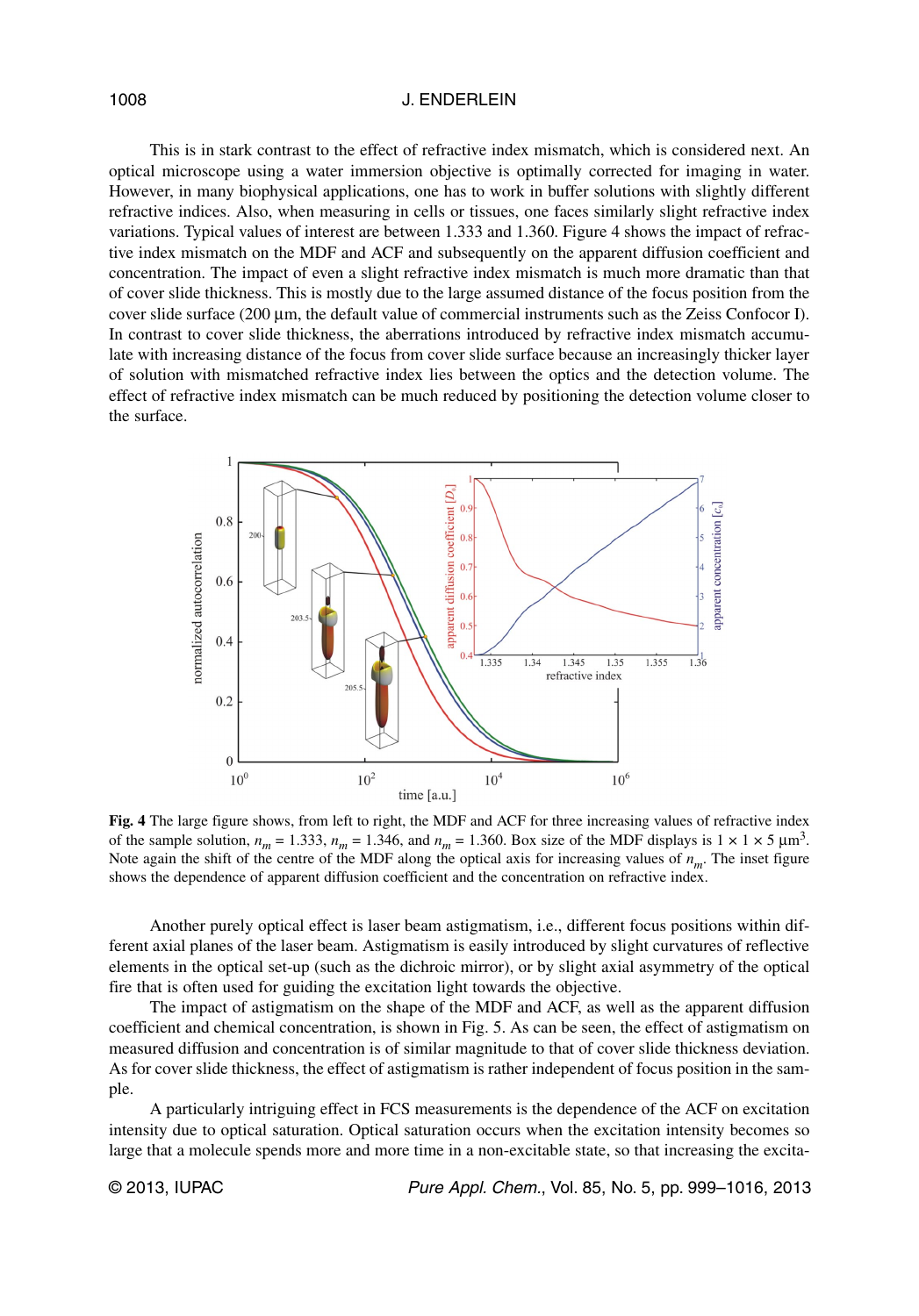This is in stark contrast to the effect of refractive index mismatch, which is considered next. An optical microscope using a water immersion objective is optimally corrected for imaging in water. However, in many biophysical applications, one has to work in buffer solutions with slightly different refractive indices. Also, when measuring in cells or tissues, one faces similarly slight refractive index variations. Typical values of interest are between 1.333 and 1.360. Figure 4 shows the impact of refractive index mismatch on the MDF and ACF and subsequently on the apparent diffusion coefficient and concentration. The impact of even a slight refractive index mismatch is much more dramatic than that of cover slide thickness. This is mostly due to the large assumed distance of the focus position from the cover slide surface (200 μm, the default value of commercial instruments such as the Zeiss Confocor I). In contrast to cover slide thickness, the aberrations introduced by refractive index mismatch accumulate with increasing distance of the focus from cover slide surface because an increasingly thicker layer of solution with mismatched refractive index lies between the optics and the detection volume. The effect of refractive index mismatch can be much reduced by positioning the detection volume closer to the surface.

**Fig. 4** The large figure shows, from left to right, the MDF and ACF for three increasing values of refractive index of the sample solution, $n_m = 1.333$, $n_m = 1.346$, and $n_m = 1.360$. Box size of the MDF displays is $1 \times 1 \times 5$ μm$^3$. Note again the shift of the centre of the MDF along the optical axis for increasing values of $n_m$. The inset figure shows the dependence of apparent diffusion coefficient and the concentration on refractive index.

Another purely optical effect is laser beam astigmatism, i.e., different focus positions within different axial planes of the laser beam. Astigmatism is easily introduced by slight curvatures of reflective elements in the optical set-up (such as the dichroic mirror), or by slight axial asymmetry of the optical fire that is often used for guiding the excitation light towards the objective.

The impact of astigmatism on the shape of the MDF and ACF, as well as the apparent diffusion coefficient and chemical concentration, is shown in Fig. 5. As can be seen, the effect of astigmatism on measured diffusion and concentration is of similar magnitude to that of cover slide thickness deviation. As for cover slide thickness, the effect of astigmatism is rather independent of focus position in the sample.

A particularly intriguing effect in FCS measurements is the dependence of the ACF on excitation intensity due to optical saturation. Optical saturation occurs when the excitation intensity becomes so large that a molecule spends more and more time in a non-excitable state, so that increasing the excita-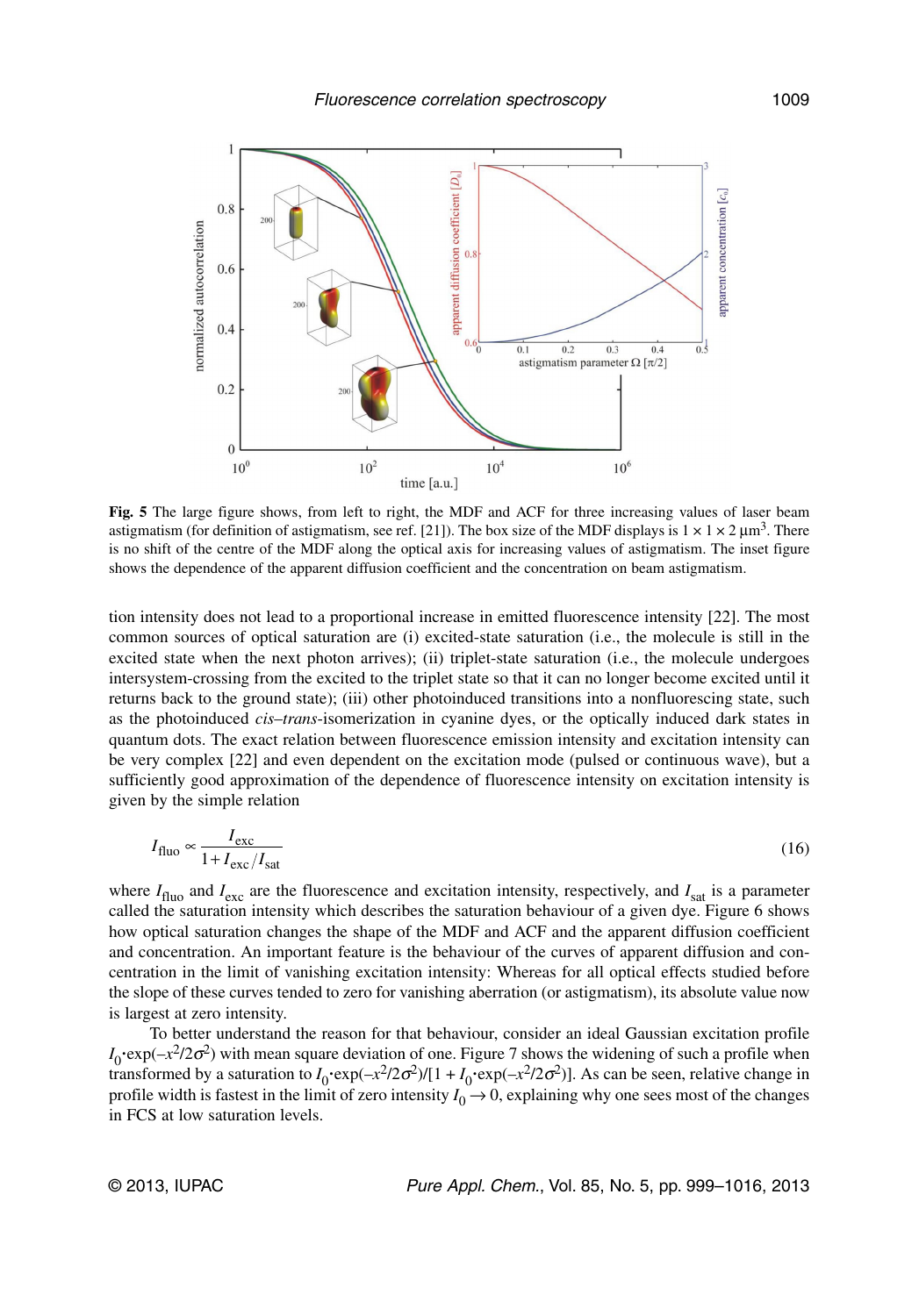**Fig. 5** The large figure shows, from left to right, the MDF and ACF for three increasing values of laser beam astigmatism (for definition of astigmatism, see ref. [21]). The box size of the MDF displays is $1 \times 1 \times 2$ µm$^3$. There is no shift of the centre of the MDF along the optical axis for increasing values of astigmatism. The inset figure shows the dependence of the apparent diffusion coefficient and the concentration on beam astigmatism.

tion intensity does not lead to a proportional increase in emitted fluorescence intensity [22]. The most common sources of optical saturation are (i) excited-state saturation (i.e., the molecule is still in the excited state when the next photon arrives); (ii) triplet-state saturation (i.e., the molecule undergoes intersystem-crossing from the excited to the triplet state so that it can no longer become excited until it returns back to the ground state); (iii) other photoinduced transitions into a nonfluorescing state, such as the photoinduced *cis–trans*-isomerization in cyanine dyes, or the optically induced dark states in quantum dots. The exact relation between fluorescence emission intensity and excitation intensity can be very complex [22] and even dependent on the excitation mode (pulsed or continuous wave), but a sufficiently good approximation of the dependence of fluorescence intensity on excitation intensity is given by the simple relation

$$I_{\text{fluo}} \propto \frac{I_{\text{exc}}}{1 + I_{\text{exc}}/I_{\text{sat}}} \tag{16}$$

where $I_{\text{fluo}}$ and $I_{\text{exc}}$ are the fluorescence and excitation intensity, respectively, and $I_{\text{sat}}$ is a parameter called the saturation intensity which describes the saturation behaviour of a given dye. Figure 6 shows how optical saturation changes the shape of the MDF and ACF and the apparent diffusion coefficient and concentration. An important feature is the behaviour of the curves of apparent diffusion and concentration in the limit of vanishing excitation intensity: Whereas for all optical effects studied before the slope of these curves tended to zero for vanishing aberration (or astigmatism), its absolute value now is largest at zero intensity.

To better understand the reason for that behaviour, consider an ideal Gaussian excitation profile $I_0 \cdot \exp(-x^2/2\sigma^2)$ with mean square deviation of one. Figure 7 shows the widening of such a profile when transformed by a saturation to $I_0 \cdot \exp(-x^2/2\sigma^2)/[1 + I_0 \cdot \exp(-x^2/2\sigma^2)]$. As can be seen, relative change in profile width is fastest in the limit of zero intensity $I_0 \to 0$, explaining why one sees most of the changes in FCS at low saturation levels.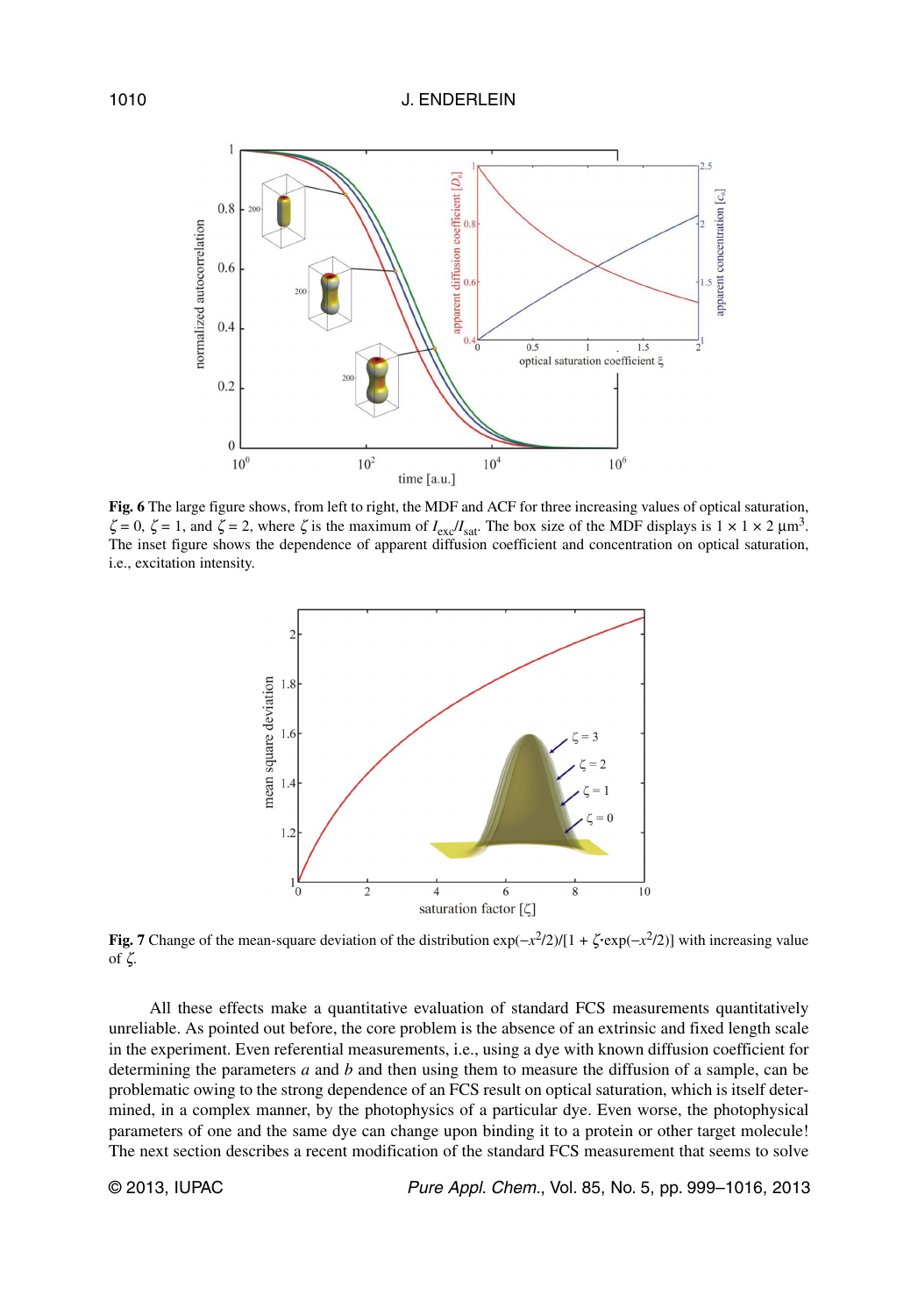**Fig. 6** The large figure shows, from left to right, the MDF and ACF for three increasing values of optical saturation, $\zeta = 0$, $\zeta = 1$, and $\zeta = 2$, where $\zeta$ is the maximum of $I_{exc}/I_{sat}$. The box size of the MDF displays is $1 \times 1 \times 2\ \mu m^3$. The inset figure shows the dependence of apparent diffusion coefficient and concentration on optical saturation, i.e., excitation intensity.

**Fig. 7** Change of the mean-square deviation of the distribution $\exp(-x^2/2)/[1 + \zeta \cdot \exp(-x^2/2)]$ with increasing value of $\zeta$.

All these effects make a quantitative evaluation of standard FCS measurements quantitatively unreliable. As pointed out before, the core problem is the absence of an extrinsic and fixed length scale in the experiment. Even referential measurements, i.e., using a dye with known diffusion coefficient for determining the parameters *a* and *b* and then using them to measure the diffusion of a sample, can be problematic owing to the strong dependence of an FCS result on optical saturation, which is itself determined, in a complex manner, by the photophysics of a particular dye. Even worse, the photophysical parameters of one and the same dye can change upon binding it to a protein or other target molecule! The next section describes a recent modification of the standard FCS measurement that seems to solve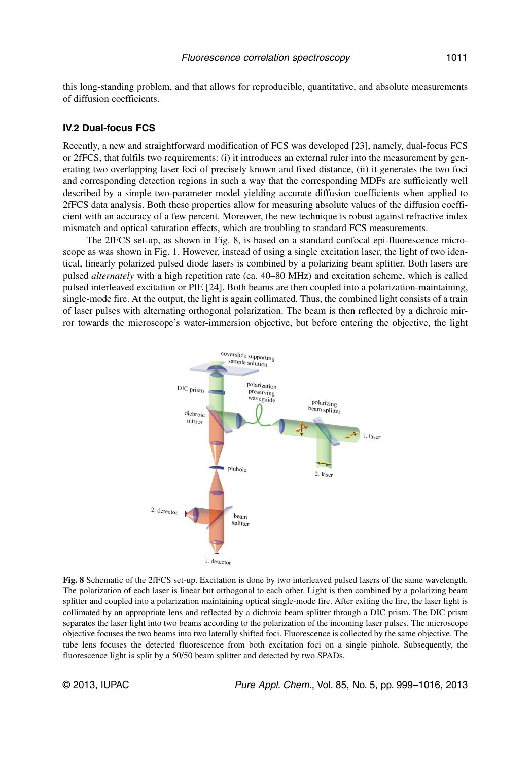this long-standing problem, and that allows for reproducible, quantitative, and absolute measurements of diffusion coefficients.

### IV.2 Dual-focus FCS

Recently, a new and straightforward modification of FCS was developed [23], namely, dual-focus FCS or 2fFCS, that fulfils two requirements: (i) it introduces an external ruler into the measurement by generating two overlapping laser foci of precisely known and fixed distance, (ii) it generates the two foci and corresponding detection regions in such a way that the corresponding MDFs are sufficiently well described by a simple two-parameter model yielding accurate diffusion coefficients when applied to 2fFCS data analysis. Both these properties allow for measuring absolute values of the diffusion coefficient with an accuracy of a few percent. Moreover, the new technique is robust against refractive index mismatch and optical saturation effects, which are troubling to standard FCS measurements.

The 2fFCS set-up, as shown in Fig. 8, is based on a standard confocal epi-fluorescence microscope as was shown in Fig. 1. However, instead of using a single excitation laser, the light of two identical, linearly polarized pulsed diode lasers is combined by a polarizing beam splitter. Both lasers are pulsed *alternately* with a high repetition rate (ca. 40–80 MHz) and excitation scheme, which is called pulsed interleaved excitation or PIE [24]. Both beams are then coupled into a polarization-maintaining, single-mode fire. At the output, the light is again collimated. Thus, the combined light consists of a train of laser pulses with alternating orthogonal polarization. The beam is then reflected by a dichroic mirror towards the microscope's water-immersion objective, but before entering the objective, the light

**Fig. 8** Schematic of the 2fFCS set-up. Excitation is done by two interleaved pulsed lasers of the same wavelength. The polarization of each laser is linear but orthogonal to each other. Light is then combined by a polarizing beam splitter and coupled into a polarization maintaining optical single-mode fire. After exiting the fire, the laser light is collimated by an appropriate lens and reflected by a dichroic beam splitter through a DIC prism. The DIC prism separates the laser light into two beams according to the polarization of the incoming laser pulses. The microscope objective focuses the two beams into two laterally shifted foci. Fluorescence is collected by the same objective. The tube lens focuses the detected fluorescence from both excitation foci on a single pinhole. Subsequently, the fluorescence light is split by a 50/50 beam splitter and detected by two SPADs.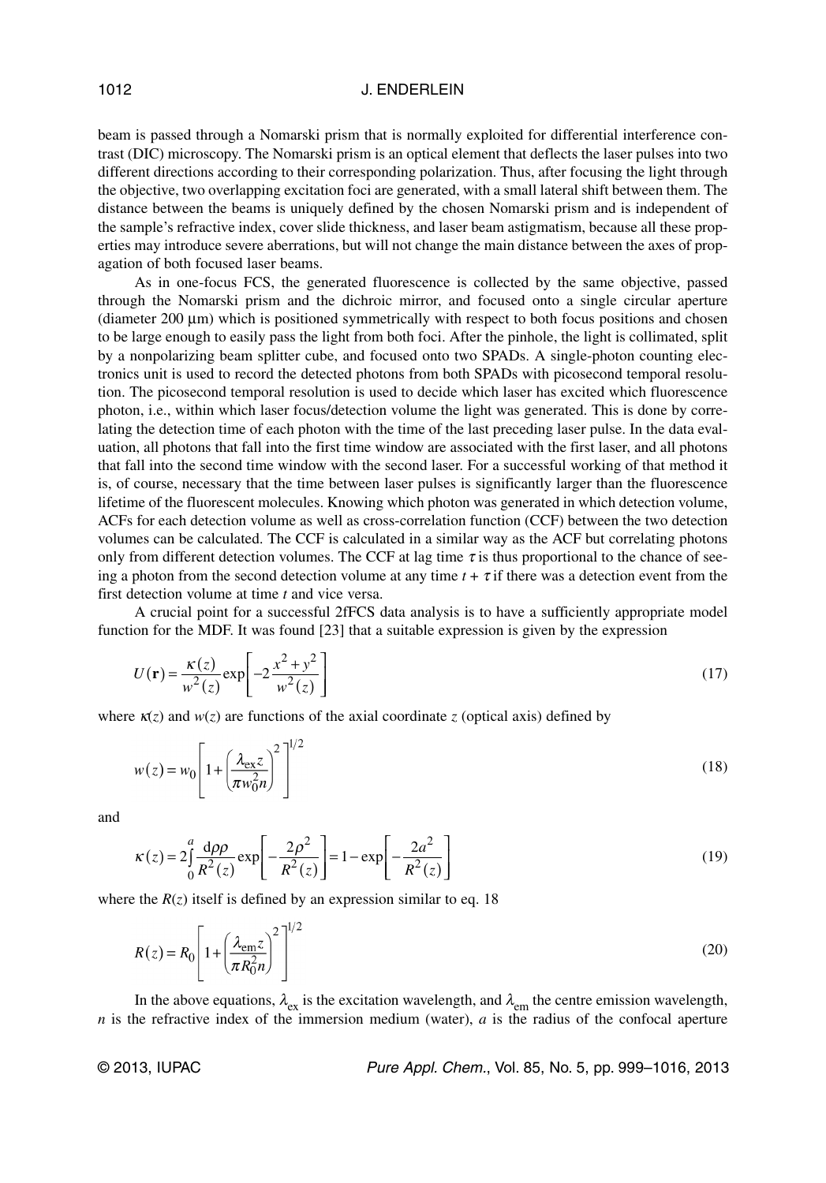beam is passed through a Nomarski prism that is normally exploited for differential interference contrast (DIC) microscopy. The Nomarski prism is an optical element that deflects the laser pulses into two different directions according to their corresponding polarization. Thus, after focusing the light through the objective, two overlapping excitation foci are generated, with a small lateral shift between them. The distance between the beams is uniquely defined by the chosen Nomarski prism and is independent of the sample's refractive index, cover slide thickness, and laser beam astigmatism, because all these properties may introduce severe aberrations, but will not change the main distance between the axes of propagation of both focused laser beams.

As in one-focus FCS, the generated fluorescence is collected by the same objective, passed through the Nomarski prism and the dichroic mirror, and focused onto a single circular aperture (diameter 200 μm) which is positioned symmetrically with respect to both focus positions and chosen to be large enough to easily pass the light from both foci. After the pinhole, the light is collimated, split by a nonpolarizing beam splitter cube, and focused onto two SPADs. A single-photon counting electronics unit is used to record the detected photons from both SPADs with picosecond temporal resolution. The picosecond temporal resolution is used to decide which laser has excited which fluorescence photon, i.e., within which laser focus/detection volume the light was generated. This is done by correlating the detection time of each photon with the time of the last preceding laser pulse. In the data evaluation, all photons that fall into the first time window are associated with the first laser, and all photons that fall into the second time window with the second laser. For a successful working of that method it is, of course, necessary that the time between laser pulses is significantly larger than the fluorescence lifetime of the fluorescent molecules. Knowing which photon was generated in which detection volume, ACFs for each detection volume as well as cross-correlation function (CCF) between the two detection volumes can be calculated. The CCF is calculated in a similar way as the ACF but correlating photons only from different detection volumes. The CCF at lag time $\tau$ is thus proportional to the chance of seeing a photon from the second detection volume at any time $t + \tau$ if there was a detection event from the first detection volume at time $t$ and vice versa.

A crucial point for a successful 2fFCS data analysis is to have a sufficiently appropriate model function for the MDF. It was found [23] that a suitable expression is given by the expression

$$U(\mathbf{r}) = \frac{\kappa(z)}{w^2(z)} \exp\left[-2\frac{x^2 + y^2}{w^2(z)}\right] \tag{17}$$

where $\kappa(z)$ and $w(z)$ are functions of the axial coordinate $z$ (optical axis) defined by

$$w(z) = w_0 \left[1 + \left(\frac{\lambda_{\mathrm{ex}} z}{\pi w_0^2 n}\right)^2\right]^{1/2} \tag{18}$$

and

$$\kappa(z) = 2\int_0^a \frac{\mathrm{d}\rho\rho}{R^2(z)} \exp\left[-\frac{2\rho^2}{R^2(z)}\right] = 1 - \exp\left[-\frac{2a^2}{R^2(z)}\right] \tag{19}$$

where the $R(z)$ itself is defined by an expression similar to eq. 18

$$R(z) = R_0 \left[1 + \left(\frac{\lambda_{\mathrm{em}} z}{\pi R_0^2 n}\right)^2\right]^{1/2} \tag{20}$$

In the above equations, $\lambda_{\mathrm{ex}}$ is the excitation wavelength, and $\lambda_{\mathrm{em}}$ the centre emission wavelength, $n$ is the refractive index of the immersion medium (water), $a$ is the radius of the confocal aperture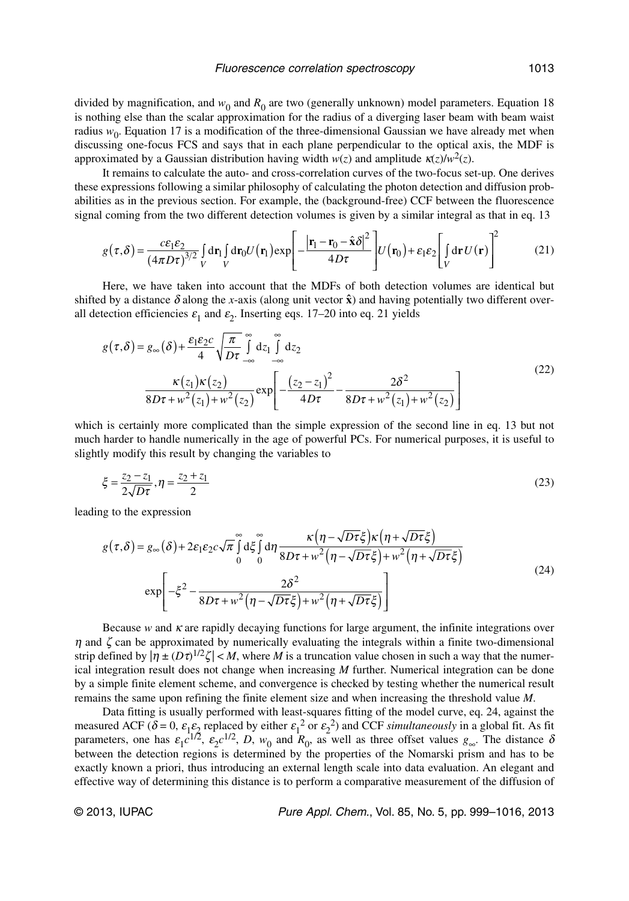divided by magnification, and $w_0$ and $R_0$ are two (generally unknown) model parameters. Equation 18 is nothing else than the scalar approximation for the radius of a diverging laser beam with beam waist radius $w_0$. Equation 17 is a modification of the three-dimensional Gaussian we have already met when discussing one-focus FCS and says that in each plane perpendicular to the optical axis, the MDF is approximated by a Gaussian distribution having width $w(z)$ and amplitude $\kappa(z)/w^2(z)$.

It remains to calculate the auto- and cross-correlation curves of the two-focus set-up. One derives these expressions following a similar philosophy of calculating the photon detection and diffusion probabilities as in the previous section. For example, the (background-free) CCF between the fluorescence signal coming from the two different detection volumes is given by a similar integral as that in eq. 13

$$g(\tau,\delta) = \frac{c\varepsilon_1\varepsilon_2}{(4\pi D\tau)^{3/2}} \int_V d\mathbf{r}_1 \int_V d\mathbf{r}_0 U(\mathbf{r}_1) \exp\left[-\frac{|\mathbf{r}_1 - \mathbf{r}_0 - \hat{\mathbf{x}}\delta|^2}{4D\tau}\right] U(\mathbf{r}_0) + \varepsilon_1\varepsilon_2 \left[\int_V d\mathbf{r}\, U(\mathbf{r})\right]^2 \tag{21}$$

Here, we have taken into account that the MDFs of both detection volumes are identical but shifted by a distance $\delta$ along the $x$-axis (along unit vector $\hat{\mathbf{x}}$) and having potentially two different overall detection efficiencies $\varepsilon_1$ and $\varepsilon_2$. Inserting eqs. 17–20 into eq. 21 yields

$$\begin{aligned} g(\tau,\delta) = g_\infty(\delta) + \frac{\varepsilon_1\varepsilon_2 c}{4}\sqrt{\frac{\pi}{D\tau}} \int_{-\infty}^{\infty} dz_1 \int_{-\infty}^{\infty} dz_2 \\ \frac{\kappa(z_1)\kappa(z_2)}{8D\tau + w^2(z_1) + w^2(z_2)} \exp\left[-\frac{(z_2 - z_1)^2}{4D\tau} - \frac{2\delta^2}{8D\tau + w^2(z_1) + w^2(z_2)}\right] \end{aligned} \tag{22}$$

which is certainly more complicated than the simple expression of the second line in eq. 13 but not much harder to handle numerically in the age of powerful PCs. For numerical purposes, it is useful to slightly modify this result by changing the variables to

$$\xi = \frac{z_2 - z_1}{2\sqrt{D\tau}}, \eta = \frac{z_2 + z_1}{2} \tag{23}$$

leading to the expression

$$\begin{aligned} g(\tau,\delta) = g_\infty(\delta) + 2\varepsilon_1\varepsilon_2 c\sqrt{\pi} \int_0^{\infty} d\xi \int_0^{\infty} d\eta \frac{\kappa(\eta - \sqrt{D\tau}\xi)\kappa(\eta + \sqrt{D\tau}\xi)}{8D\tau + w^2(\eta - \sqrt{D\tau}\xi) + w^2(\eta + \sqrt{D\tau}\xi)} \\ \exp\left[-\xi^2 - \frac{2\delta^2}{8D\tau + w^2(\eta - \sqrt{D\tau}\xi) + w^2(\eta + \sqrt{D\tau}\xi)}\right] \end{aligned} \tag{24}$$

Because $w$ and $\kappa$ are rapidly decaying functions for large argument, the infinite integrations over $\eta$ and $\zeta$ can be approximated by numerically evaluating the integrals within a finite two-dimensional strip defined by $|\eta \pm (D\tau)^{1/2}\zeta| < M$, where $M$ is a truncation value chosen in such a way that the numerical integration result does not change when increasing $M$ further. Numerical integration can be done by a simple finite element scheme, and convergence is checked by testing whether the numerical result remains the same upon refining the finite element size and when increasing the threshold value $M$.

Data fitting is usually performed with least-squares fitting of the model curve, eq. 24, against the measured ACF ($\delta = 0$, $\varepsilon_1\varepsilon_2$ replaced by either $\varepsilon_1^2$ or $\varepsilon_2^2$) and CCF *simultaneously* in a global fit. As fit parameters, one has $\varepsilon_1 c^{1/2}$, $\varepsilon_2 c^{1/2}$, $D$, $w_0$ and $R_0$, as well as three offset values $g_\infty$. The distance $\delta$ between the detection regions is determined by the properties of the Nomarski prism and has to be exactly known a priori, thus introducing an external length scale into data evaluation. An elegant and effective way of determining this distance is to perform a comparative measurement of the diffusion of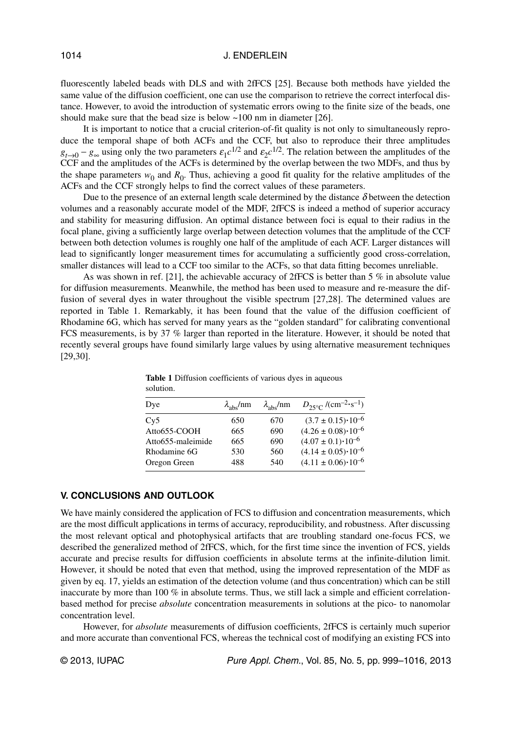fluorescently labeled beads with DLS and with 2fFCS [25]. Because both methods have yielded the same value of the diffusion coefficient, one can use the comparison to retrieve the correct interfocal distance. However, to avoid the introduction of systematic errors owing to the finite size of the beads, one should make sure that the bead size is below ~100 nm in diameter [26].

It is important to notice that a crucial criterion-of-fit quality is not only to simultaneously reproduce the temporal shape of both ACFs and the CCF, but also to reproduce their three amplitudes $g_{t\to 0} - g_{\infty}$ using only the two parameters $\varepsilon_1 c^{1/2}$ and $\varepsilon_2 c^{1/2}$. The relation between the amplitudes of the CCF and the amplitudes of the ACFs is determined by the overlap between the two MDFs, and thus by the shape parameters $w_0$ and $R_0$. Thus, achieving a good fit quality for the relative amplitudes of the ACFs and the CCF strongly helps to find the correct values of these parameters.

Due to the presence of an external length scale determined by the distance $\delta$ between the detection volumes and a reasonably accurate model of the MDF, 2fFCS is indeed a method of superior accuracy and stability for measuring diffusion. An optimal distance between foci is equal to their radius in the focal plane, giving a sufficiently large overlap between detection volumes that the amplitude of the CCF between both detection volumes is roughly one half of the amplitude of each ACF. Larger distances will lead to significantly longer measurement times for accumulating a sufficiently good cross-correlation, smaller distances will lead to a CCF too similar to the ACFs, so that data fitting becomes unreliable.

As was shown in ref. [21], the achievable accuracy of 2fFCS is better than 5 % in absolute value for diffusion measurements. Meanwhile, the method has been used to measure and re-measure the diffusion of several dyes in water throughout the visible spectrum [27,28]. The determined values are reported in Table 1. Remarkably, it has been found that the value of the diffusion coefficient of Rhodamine 6G, which has served for many years as the "golden standard" for calibrating conventional FCS measurements, is by 37 % larger than reported in the literature. However, it should be noted that recently several groups have found similarly large values by using alternative measurement techniques [29,30].

**Table 1** Diffusion coefficients of various dyes in aqueous solution.

| Dye | $\lambda_{abs}$/nm | $\lambda_{abs}$/nm | $D_{25°C}$ /(cm$^{-2}$·s$^{-1}$) |
|---|---|---|---|
| Cy5 | 650 | 670 | $(3.7 \pm 0.15)\cdot 10^{-6}$ |
| Atto655-COOH | 665 | 690 | $(4.26 \pm 0.08)\cdot 10^{-6}$ |
| Atto655-maleimide | 665 | 690 | $(4.07 \pm 0.1)\cdot 10^{-6}$ |
| Rhodamine 6G | 530 | 560 | $(4.14 \pm 0.05)\cdot 10^{-6}$ |
| Oregon Green | 488 | 540 | $(4.11 \pm 0.06)\cdot 10^{-6}$ |

## V. CONCLUSIONS AND OUTLOOK

We have mainly considered the application of FCS to diffusion and concentration measurements, which are the most difficult applications in terms of accuracy, reproducibility, and robustness. After discussing the most relevant optical and photophysical artifacts that are troubling standard one-focus FCS, we described the generalized method of 2fFCS, which, for the first time since the invention of FCS, yields accurate and precise results for diffusion coefficients in absolute terms at the infinite-dilution limit. However, it should be noted that even that method, using the improved representation of the MDF as given by eq. 17, yields an estimation of the detection volume (and thus concentration) which can be still inaccurate by more than 100 % in absolute terms. Thus, we still lack a simple and efficient correlation-based method for precise *absolute* concentration measurements in solutions at the pico- to nanomolar concentration level.

However, for *absolute* measurements of diffusion coefficients, 2fFCS is certainly much superior and more accurate than conventional FCS, whereas the technical cost of modifying an existing FCS into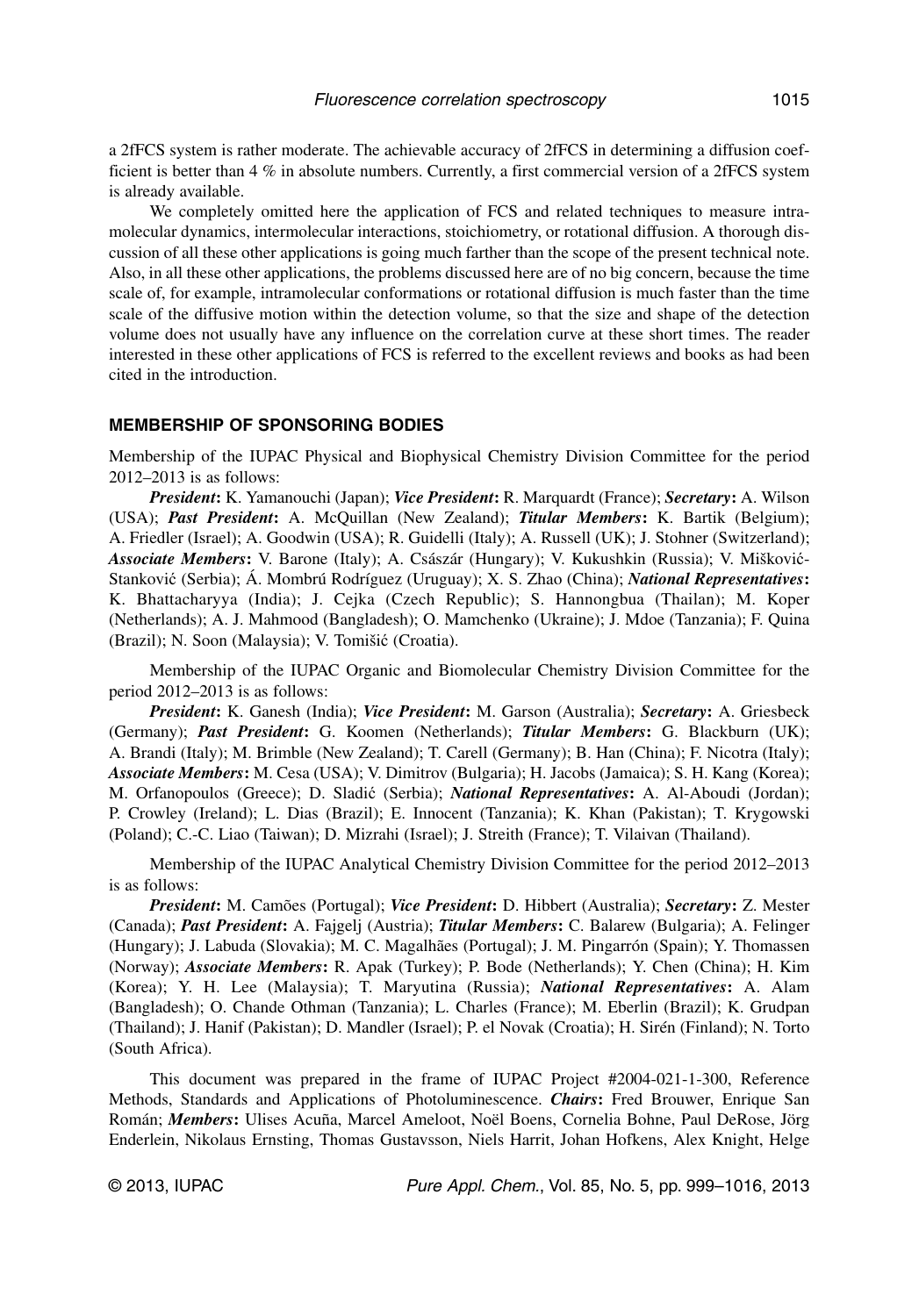a 2fFCS system is rather moderate. The achievable accuracy of 2fFCS in determining a diffusion coefficient is better than 4 % in absolute numbers. Currently, a first commercial version of a 2fFCS system is already available.

We completely omitted here the application of FCS and related techniques to measure intramolecular dynamics, intermolecular interactions, stoichiometry, or rotational diffusion. A thorough discussion of all these other applications is going much farther than the scope of the present technical note. Also, in all these other applications, the problems discussed here are of no big concern, because the time scale of, for example, intramolecular conformations or rotational diffusion is much faster than the time scale of the diffusive motion within the detection volume, so that the size and shape of the detection volume does not usually have any influence on the correlation curve at these short times. The reader interested in these other applications of FCS is referred to the excellent reviews and books as had been cited in the introduction.

## MEMBERSHIP OF SPONSORING BODIES

Membership of the IUPAC Physical and Biophysical Chemistry Division Committee for the period 2012–2013 is as follows:

***President*:** K. Yamanouchi (Japan); ***Vice President*:** R. Marquardt (France); ***Secretary*:** A. Wilson (USA); ***Past President*:** A. McQuillan (New Zealand); ***Titular Members*:** K. Bartik (Belgium); A. Friedler (Israel); A. Goodwin (USA); R. Guidelli (Italy); A. Russell (UK); J. Stohner (Switzerland); ***Associate Members*:** V. Barone (Italy); A. Császár (Hungary); V. Kukushkin (Russia); V. Mišković-Stanković (Serbia); Á. Mombrú Rodríguez (Uruguay); X. S. Zhao (China); ***National Representatives*:** K. Bhattacharyya (India); J. Cejka (Czech Republic); S. Hannongbua (Thailan); M. Koper (Netherlands); A. J. Mahmood (Bangladesh); O. Mamchenko (Ukraine); J. Mdoe (Tanzania); F. Quina (Brazil); N. Soon (Malaysia); V. Tomišić (Croatia).

Membership of the IUPAC Organic and Biomolecular Chemistry Division Committee for the period 2012–2013 is as follows:

***President*:** K. Ganesh (India); ***Vice President*:** M. Garson (Australia); ***Secretary*:** A. Griesbeck (Germany); ***Past President*:** G. Koomen (Netherlands); ***Titular Members*:** G. Blackburn (UK); A. Brandi (Italy); M. Brimble (New Zealand); T. Carell (Germany); B. Han (China); F. Nicotra (Italy); ***Associate Members*:** M. Cesa (USA); V. Dimitrov (Bulgaria); H. Jacobs (Jamaica); S. H. Kang (Korea); M. Orfanopoulos (Greece); D. Sladić (Serbia); ***National Representatives*:** A. Al-Aboudi (Jordan); P. Crowley (Ireland); L. Dias (Brazil); E. Innocent (Tanzania); K. Khan (Pakistan); T. Krygowski (Poland); C.-C. Liao (Taiwan); D. Mizrahi (Israel); J. Streith (France); T. Vilaivan (Thailand).

Membership of the IUPAC Analytical Chemistry Division Committee for the period 2012–2013 is as follows:

***President*:** M. Camões (Portugal); ***Vice President*:** D. Hibbert (Australia); ***Secretary*:** Z. Mester (Canada); ***Past President*:** A. Fajgelj (Austria); ***Titular Members*:** C. Balarew (Bulgaria); A. Felinger (Hungary); J. Labuda (Slovakia); M. C. Magalhães (Portugal); J. M. Pingarrón (Spain); Y. Thomassen (Norway); ***Associate Members*:** R. Apak (Turkey); P. Bode (Netherlands); Y. Chen (China); H. Kim (Korea); Y. H. Lee (Malaysia); T. Maryutina (Russia); ***National Representatives*:** A. Alam (Bangladesh); O. Chande Othman (Tanzania); L. Charles (France); M. Eberlin (Brazil); K. Grudpan (Thailand); J. Hanif (Pakistan); D. Mandler (Israel); P. el Novak (Croatia); H. Sirén (Finland); N. Torto (South Africa).

This document was prepared in the frame of IUPAC Project #2004-021-1-300, Reference Methods, Standards and Applications of Photoluminescence. ***Chairs*:** Fred Brouwer, Enrique San Román; ***Members*:** Ulises Acuña, Marcel Ameloot, Noël Boens, Cornelia Bohne, Paul DeRose, Jörg Enderlein, Nikolaus Ernsting, Thomas Gustavsson, Niels Harrit, Johan Hofkens, Alex Knight, Helge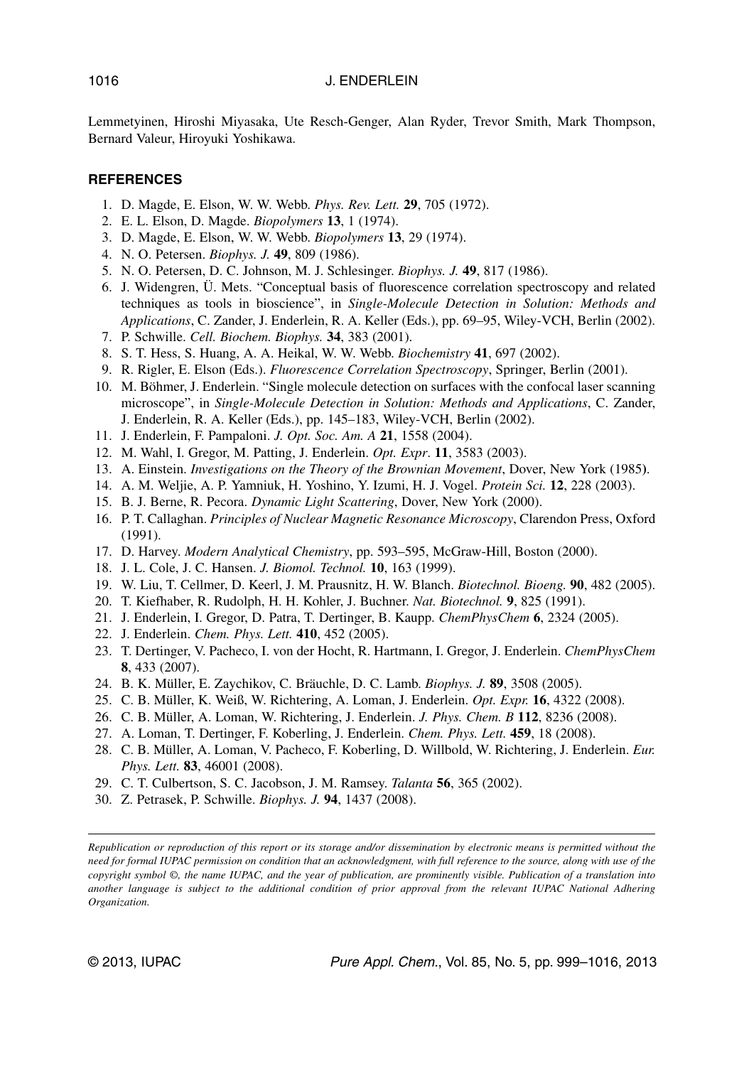Lemmetyinen, Hiroshi Miyasaka, Ute Resch-Genger, Alan Ryder, Trevor Smith, Mark Thompson, Bernard Valeur, Hiroyuki Yoshikawa.

## REFERENCES

1. D. Magde, E. Elson, W. W. Webb. *Phys. Rev. Lett.* **29**, 705 (1972).
2. E. L. Elson, D. Magde. *Biopolymers* **13**, 1 (1974).
3. D. Magde, E. Elson, W. W. Webb. *Biopolymers* **13**, 29 (1974).
4. N. O. Petersen. *Biophys. J.* **49**, 809 (1986).
5. N. O. Petersen, D. C. Johnson, M. J. Schlesinger. *Biophys. J.* **49**, 817 (1986).
6. J. Widengren, Ü. Mets. "Conceptual basis of fluorescence correlation spectroscopy and related techniques as tools in bioscience", in *Single-Molecule Detection in Solution: Methods and Applications*, C. Zander, J. Enderlein, R. A. Keller (Eds.), pp. 69–95, Wiley-VCH, Berlin (2002).
7. P. Schwille. *Cell. Biochem. Biophys.* **34**, 383 (2001).
8. S. T. Hess, S. Huang, A. A. Heikal, W. W. Webb. *Biochemistry* **41**, 697 (2002).
9. R. Rigler, E. Elson (Eds.). *Fluorescence Correlation Spectroscopy*, Springer, Berlin (2001).
10. M. Böhmer, J. Enderlein. "Single molecule detection on surfaces with the confocal laser scanning microscope", in *Single-Molecule Detection in Solution: Methods and Applications*, C. Zander, J. Enderlein, R. A. Keller (Eds.), pp. 145–183, Wiley-VCH, Berlin (2002).
11. J. Enderlein, F. Pampaloni. *J. Opt. Soc. Am. A* **21**, 1558 (2004).
12. M. Wahl, I. Gregor, M. Patting, J. Enderlein. *Opt. Expr*. **11**, 3583 (2003).
13. A. Einstein. *Investigations on the Theory of the Brownian Movement*, Dover, New York (1985).
14. A. M. Weljie, A. P. Yamniuk, H. Yoshino, Y. Izumi, H. J. Vogel. *Protein Sci.* **12**, 228 (2003).
15. B. J. Berne, R. Pecora. *Dynamic Light Scattering*, Dover, New York (2000).
16. P. T. Callaghan. *Principles of Nuclear Magnetic Resonance Microscopy*, Clarendon Press, Oxford (1991).
17. D. Harvey. *Modern Analytical Chemistry*, pp. 593–595, McGraw-Hill, Boston (2000).
18. J. L. Cole, J. C. Hansen. *J. Biomol. Technol.* **10**, 163 (1999).
19. W. Liu, T. Cellmer, D. Keerl, J. M. Prausnitz, H. W. Blanch. *Biotechnol. Bioeng.* **90**, 482 (2005).
20. T. Kiefhaber, R. Rudolph, H. H. Kohler, J. Buchner. *Nat. Biotechnol.* **9**, 825 (1991).
21. J. Enderlein, I. Gregor, D. Patra, T. Dertinger, B. Kaupp. *ChemPhysChem* **6**, 2324 (2005).
22. J. Enderlein. *Chem. Phys. Lett.* **410**, 452 (2005).
23. T. Dertinger, V. Pacheco, I. von der Hocht, R. Hartmann, I. Gregor, J. Enderlein. *ChemPhysChem* **8**, 433 (2007).
24. B. K. Müller, E. Zaychikov, C. Bräuchle, D. C. Lamb. *Biophys. J.* **89**, 3508 (2005).
25. C. B. Müller, K. Weiß, W. Richtering, A. Loman, J. Enderlein. *Opt. Expr.* **16**, 4322 (2008).
26. C. B. Müller, A. Loman, W. Richtering, J. Enderlein. *J. Phys. Chem. B* **112**, 8236 (2008).
27. A. Loman, T. Dertinger, F. Koberling, J. Enderlein. *Chem. Phys. Lett.* **459**, 18 (2008).
28. C. B. Müller, A. Loman, V. Pacheco, F. Koberling, D. Willbold, W. Richtering, J. Enderlein. *Eur. Phys. Lett.* **83**, 46001 (2008).
29. C. T. Culbertson, S. C. Jacobson, J. M. Ramsey. *Talanta* **56**, 365 (2002).
30. Z. Petrasek, P. Schwille. *Biophys. J.* **94**, 1437 (2008).

*Republication or reproduction of this report or its storage and/or dissemination by electronic means is permitted without the need for formal IUPAC permission on condition that an acknowledgment, with full reference to the source, along with use of the copyright symbol ©, the name IUPAC, and the year of publication, are prominently visible. Publication of a translation into another language is subject to the additional condition of prior approval from the relevant IUPAC National Adhering Organization.*

© 2013, IUPAC